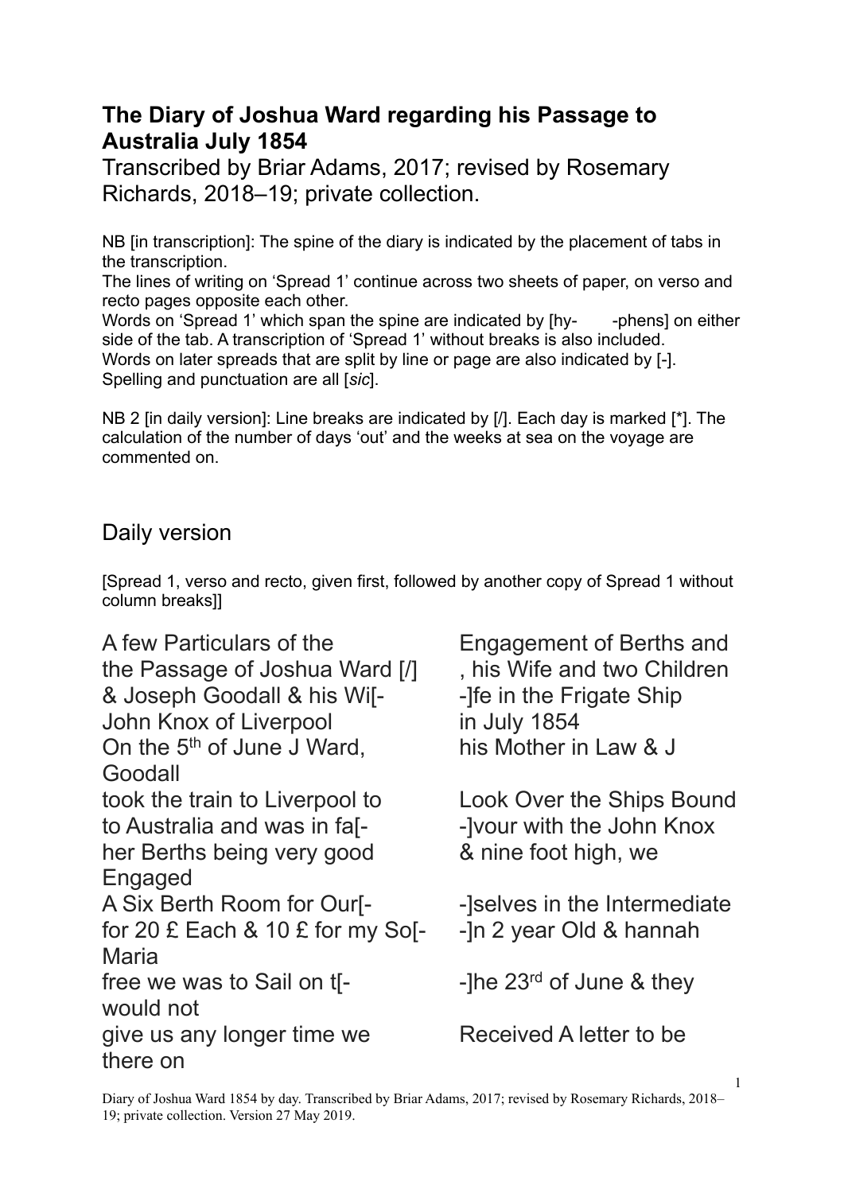# The Diary of Joshua Ward regarding his Passage to Australia July 1854

Transcribed by Briar Adams, 2017; revised by Rosemary Richards, 2018–19; private collection.

NB [in transcription]: The spine of the diary is indicated by the placement of tabs in the transcription.
The lines of writing on 'Spread 1' continue across two sheets of paper, on verso and recto pages opposite each other.
Words on 'Spread 1' which span the spine are indicated by [hy-	-phens] on either side of the tab. A transcription of 'Spread 1' without breaks is also included.
Words on later spreads that are split by line or page are also indicated by [-].
Spelling and punctuation are all [*sic*].

NB 2 [in daily version]: Line breaks are indicated by [/]. Each day is marked [*]. The calculation of the number of days 'out' and the weeks at sea on the voyage are commented on.

## Daily version

[Spread 1, verso and recto, given first, followed by another copy of Spread 1 without column breaks]]

| | |
|---|---|
| A few Particulars of the | Engagement of Berths and |
| the Passage of Joshua Ward [/] | , his Wife and two Children |
| & Joseph Goodall & his Wi[- | -]fe in the Frigate Ship |
| John Knox of Liverpool | in July 1854 |
| On the 5th of June J Ward, Goodall | his Mother in Law & J |
| took the train to Liverpool to | Look Over the Ships Bound |
| to Australia and was in fa[- | -]vour with the John Knox |
| her Berths being very good Engaged | & nine foot high, we |
| A Six Berth Room for Our[- | -]selves in the Intermediate |
| for 20 £ Each & 10 £ for my So[- Maria | -]n 2 year Old & hannah |
| free we was to Sail on t[- would not | -]he 23rd of June & they |
| give us any longer time we there on | Received A letter to be |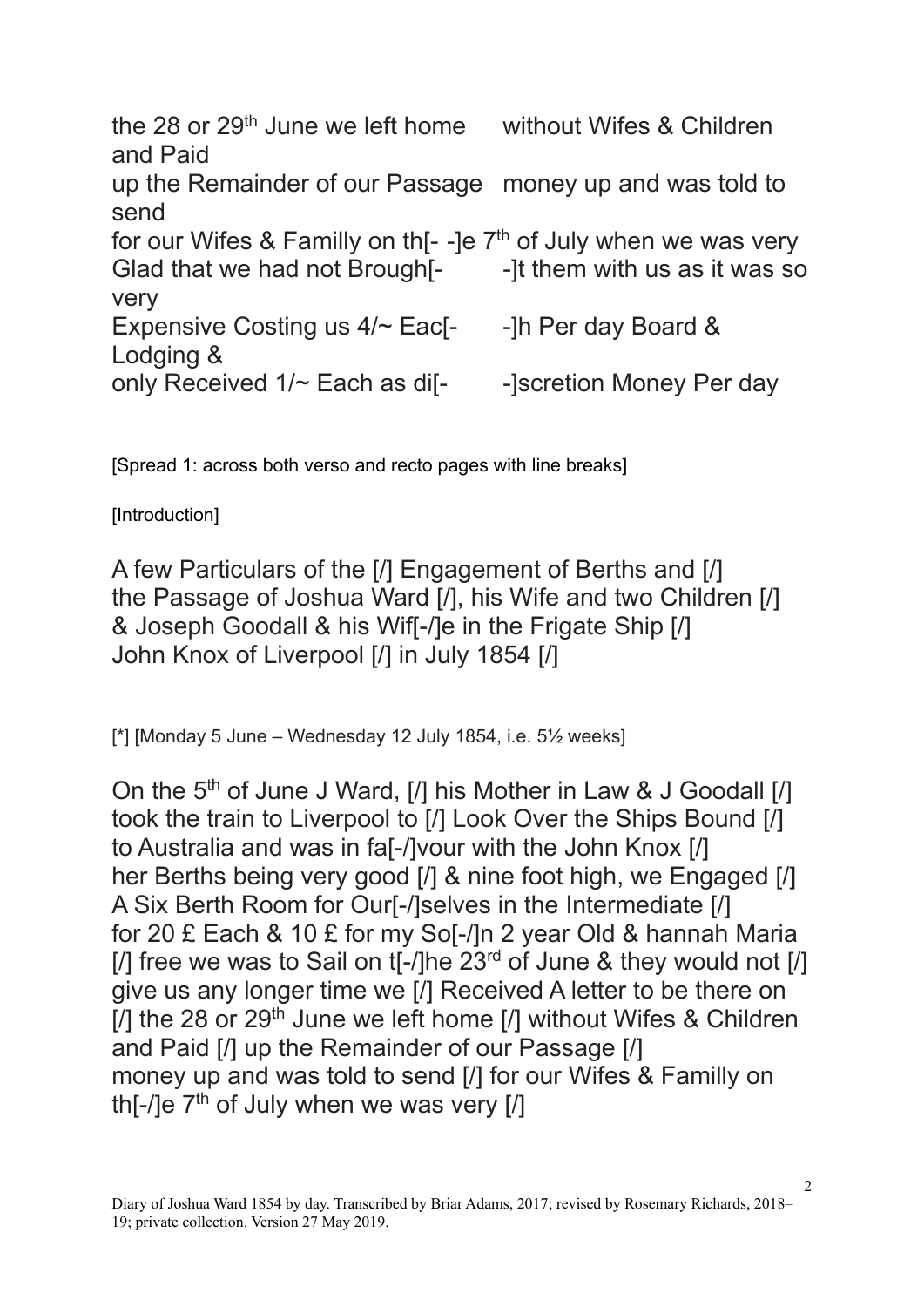the 28 or 29th June we left home without Wifes & Children and Paid
up the Remainder of our Passage money up and was told to send
for our Wifes & Familly on th[- -]e 7th of July when we was very
Glad that we had not Brough[- -]t them with us as it was so very
Expensive Costing us 4/~ Eac[- -]h Per day Board & Lodging &
only Received 1/~ Each as di[- -]scretion Money Per day

[Spread 1: across both verso and recto pages with line breaks]

[Introduction]

A few Particulars of the [/] Engagement of Berths and [/]
the Passage of Joshua Ward [/], his Wife and two Children [/]
& Joseph Goodall & his Wif[-/]e in the Frigate Ship [/]
John Knox of Liverpool [/] in July 1854 [/]

[*] [Monday 5 June – Wednesday 12 July 1854, i.e. 5½ weeks]

On the 5th of June J Ward, [/] his Mother in Law & J Goodall [/]
took the train to Liverpool to [/] Look Over the Ships Bound [/]
to Australia and was in fa[-/]vour with the John Knox [/]
her Berths being very good [/] & nine foot high, we Engaged [/]
A Six Berth Room for Our[-/]selves in the Intermediate [/]
for 20 £ Each & 10 £ for my So[-/]n 2 year Old & hannah Maria
[/] free we was to Sail on t[-/]he 23rd of June & they would not [/]
give us any longer time we [/] Received A letter to be there on
[/] the 28 or 29th June we left home [/] without Wifes & Children
and Paid [/] up the Remainder of our Passage [/]
money up and was told to send [/] for our Wifes & Familly on
th[-/]e 7th of July when we was very [/]

Diary of Joshua Ward 1854 by day. Transcribed by Briar Adams, 2017; revised by Rosemary Richards, 2018–19; private collection. Version 27 May 2019.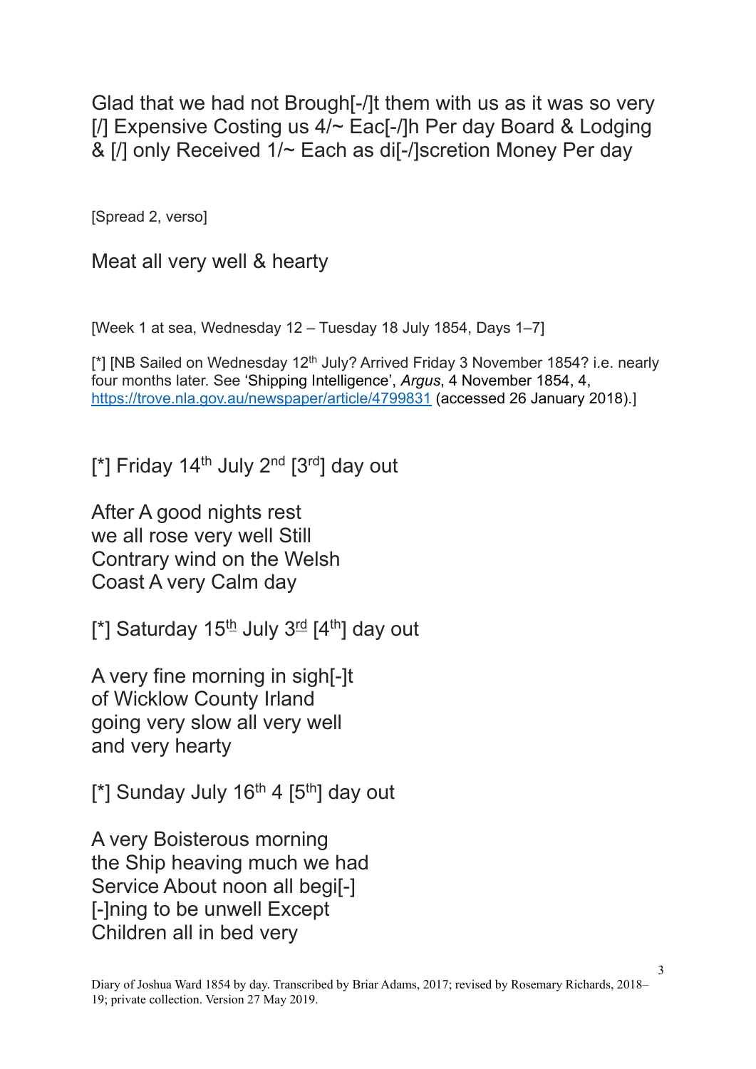Glad that we had not Brough[-/]t them with us as it was so very [/] Expensive Costing us 4/~ Eac[-/]h Per day Board & Lodging & [/] only Received 1/~ Each as di[-/]scretion Money Per day

[Spread 2, verso]

Meat all very well & hearty

[Week 1 at sea, Wednesday 12 – Tuesday 18 July 1854, Days 1–7]

[*] [NB Sailed on Wednesday 12th July? Arrived Friday 3 November 1854? i.e. nearly four months later. See 'Shipping Intelligence', *Argus*, 4 November 1854, 4, https://trove.nla.gov.au/newspaper/article/4799831 (accessed 26 January 2018).]

[*] Friday 14th July 2nd [3rd] day out

After A good nights rest
we all rose very well Still
Contrary wind on the Welsh
Coast A very Calm day

[*] Saturday 15th July 3rd [4th] day out

A very fine morning in sigh[-]t
of Wicklow County Irland
going very slow all very well
and very hearty

[*] Sunday July 16th 4 [5th] day out

A very Boisterous morning
the Ship heaving much we had
Service About noon all begi[-]
[-]ning to be unwell Except
Children all in bed very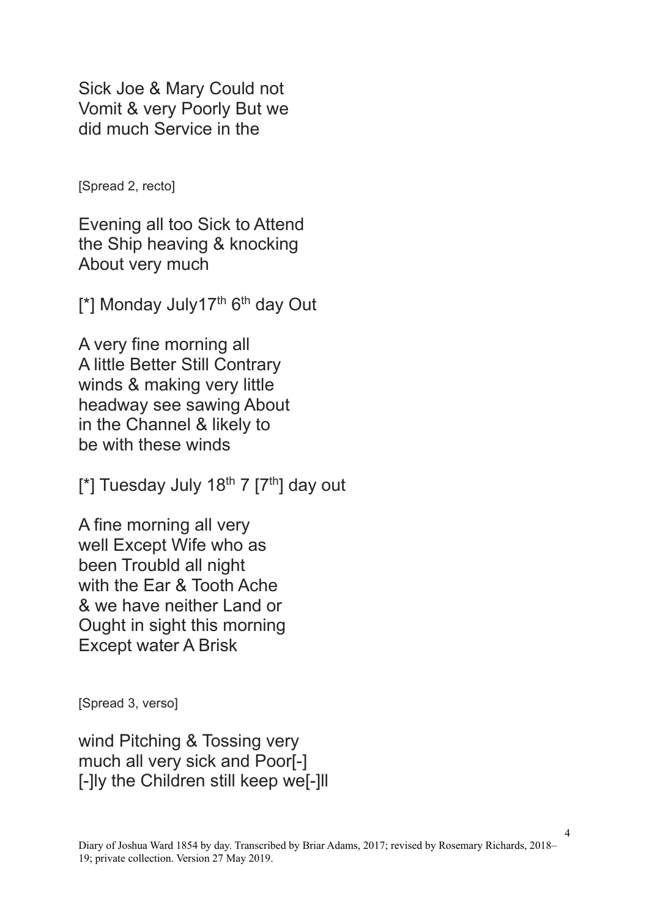Sick Joe & Mary Could not
Vomit & very Poorly But we
did much Service in the

[Spread 2, recto]

Evening all too Sick to Attend
the Ship heaving & knocking
About very much

[*] Monday July17th 6th day Out

A very fine morning all
A little Better Still Contrary
winds & making very little
headway see sawing About
in the Channel & likely to
be with these winds

[*] Tuesday July 18th 7 [7th] day out

A fine morning all very
well Except Wife who as
been Troubld all night
with the Ear & Tooth Ache
& we have neither Land or
Ought in sight this morning
Except water A Brisk

[Spread 3, verso]

wind Pitching & Tossing very
much all very sick and Poor[-]
[-]ly the Children still keep we[-]ll

Diary of Joshua Ward 1854 by day. Transcribed by Briar Adams, 2017; revised by Rosemary Richards, 2018–19; private collection. Version 27 May 2019.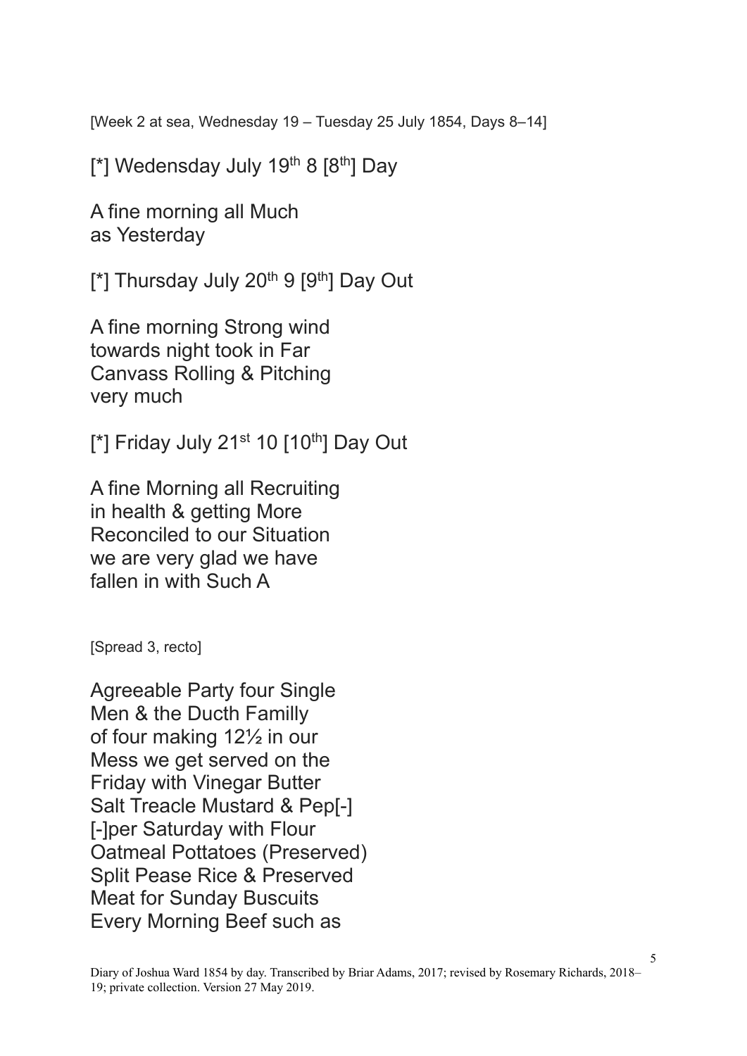[Week 2 at sea, Wednesday 19 – Tuesday 25 July 1854, Days 8–14]

[*] Wedensday July 19th 8 [8th] Day

A fine morning all Much
as Yesterday

[*] Thursday July 20th 9 [9th] Day Out

A fine morning Strong wind
towards night took in Far
Canvass Rolling & Pitching
very much

[*] Friday July 21st 10 [10th] Day Out

A fine Morning all Recruiting
in health & getting More
Reconciled to our Situation
we are very glad we have
fallen in with Such A

[Spread 3, recto]

Agreeable Party four Single
Men & the Ducth Familly
of four making 12½ in our
Mess we get served on the
Friday with Vinegar Butter
Salt Treacle Mustard & Pep[-]
[-]per Saturday with Flour
Oatmeal Pottatoes (Preserved)
Split Pease Rice & Preserved
Meat for Sunday Buscuits
Every Morning Beef such as

Diary of Joshua Ward 1854 by day. Transcribed by Briar Adams, 2017; revised by Rosemary Richards, 2018–19; private collection. Version 27 May 2019.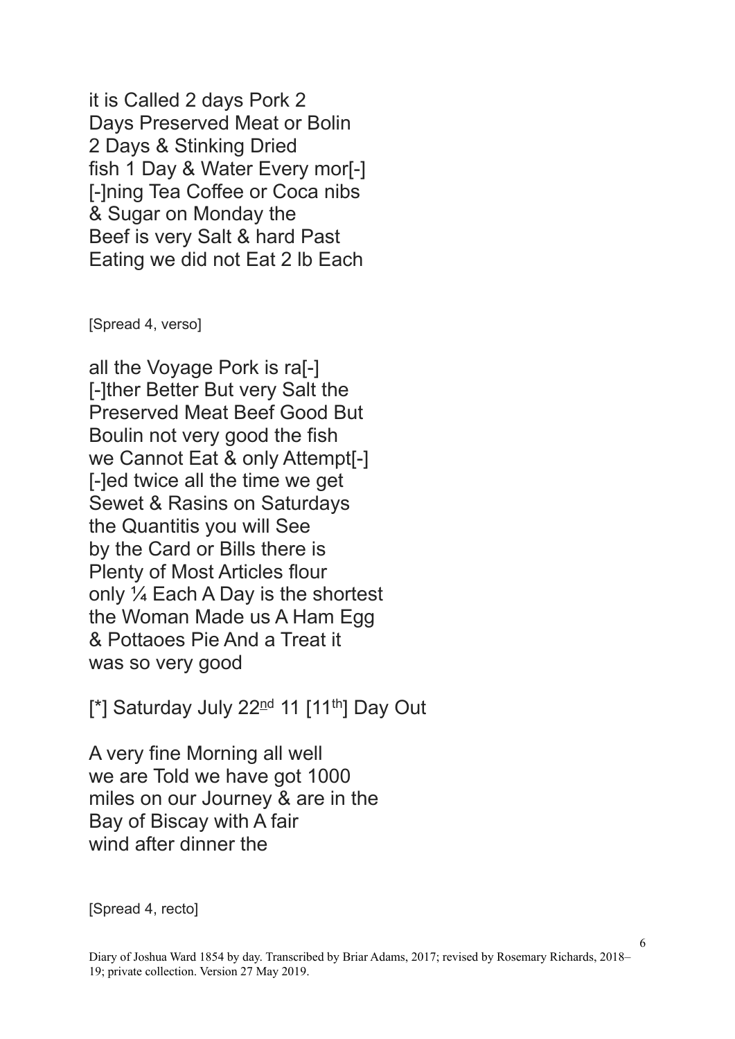it is Called 2 days Pork 2
Days Preserved Meat or Bolin
2 Days & Stinking Dried
fish 1 Day & Water Every mor[-]
[-]ning Tea Coffee or Coca nibs
& Sugar on Monday the
Beef is very Salt & hard Past
Eating we did not Eat 2 lb Each

[Spread 4, verso]

all the Voyage Pork is ra[-]
[-]ther Better But very Salt the
Preserved Meat Beef Good But
Boulin not very good the fish
we Cannot Eat & only Attempt[-]
[-]ed twice all the time we get
Sewet & Rasins on Saturdays
the Quantitis you will See
by the Card or Bills there is
Plenty of Most Articles flour
only ¼ Each A Day is the shortest
the Woman Made us A Ham Egg
& Pottaoes Pie And a Treat it
was so very good

[*] Saturday July 22nd 11 [11th] Day Out

A very fine Morning all well
we are Told we have got 1000
miles on our Journey & are in the
Bay of Biscay with A fair
wind after dinner the

[Spread 4, recto]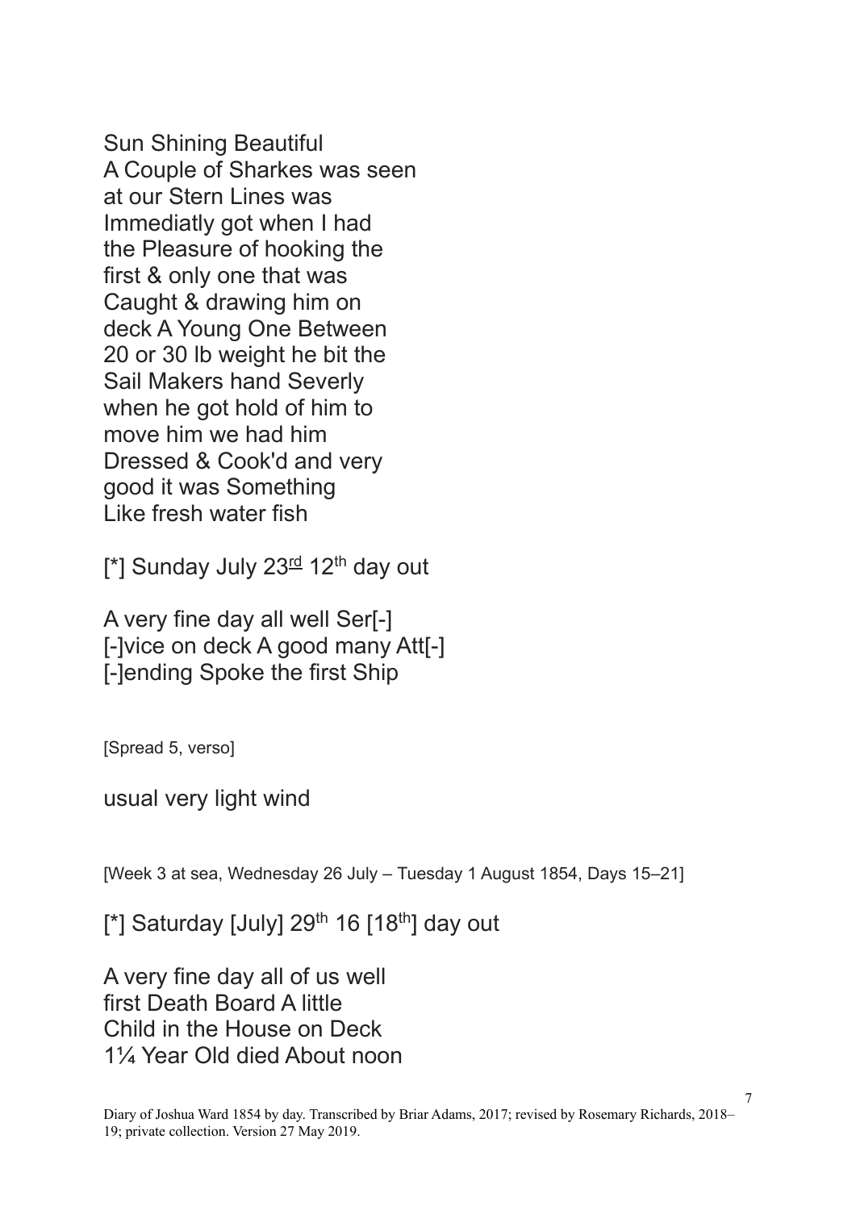Sun Shining Beautiful
A Couple of Sharkes was seen
at our Stern Lines was
Immediatly got when I had
the Pleasure of hooking the
first & only one that was
Caught & drawing him on
deck A Young One Between
20 or 30 lb weight he bit the
Sail Makers hand Severly
when he got hold of him to
move him we had him
Dressed & Cook'd and very
good it was Something
Like fresh water fish

[*] Sunday July 23rd 12th day out

A very fine day all well Ser[-]
[-]vice on deck A good many Att[-]
[-]ending Spoke the first Ship

[Spread 5, verso]

usual very light wind

[Week 3 at sea, Wednesday 26 July – Tuesday 1 August 1854, Days 15–21]

[*] Saturday [July] 29th 16 [18th] day out

A very fine day all of us well
first Death Board A little
Child in the House on Deck
1¼ Year Old died About noon

Diary of Joshua Ward 1854 by day. Transcribed by Briar Adams, 2017; revised by Rosemary Richards, 2018–19; private collection. Version 27 May 2019.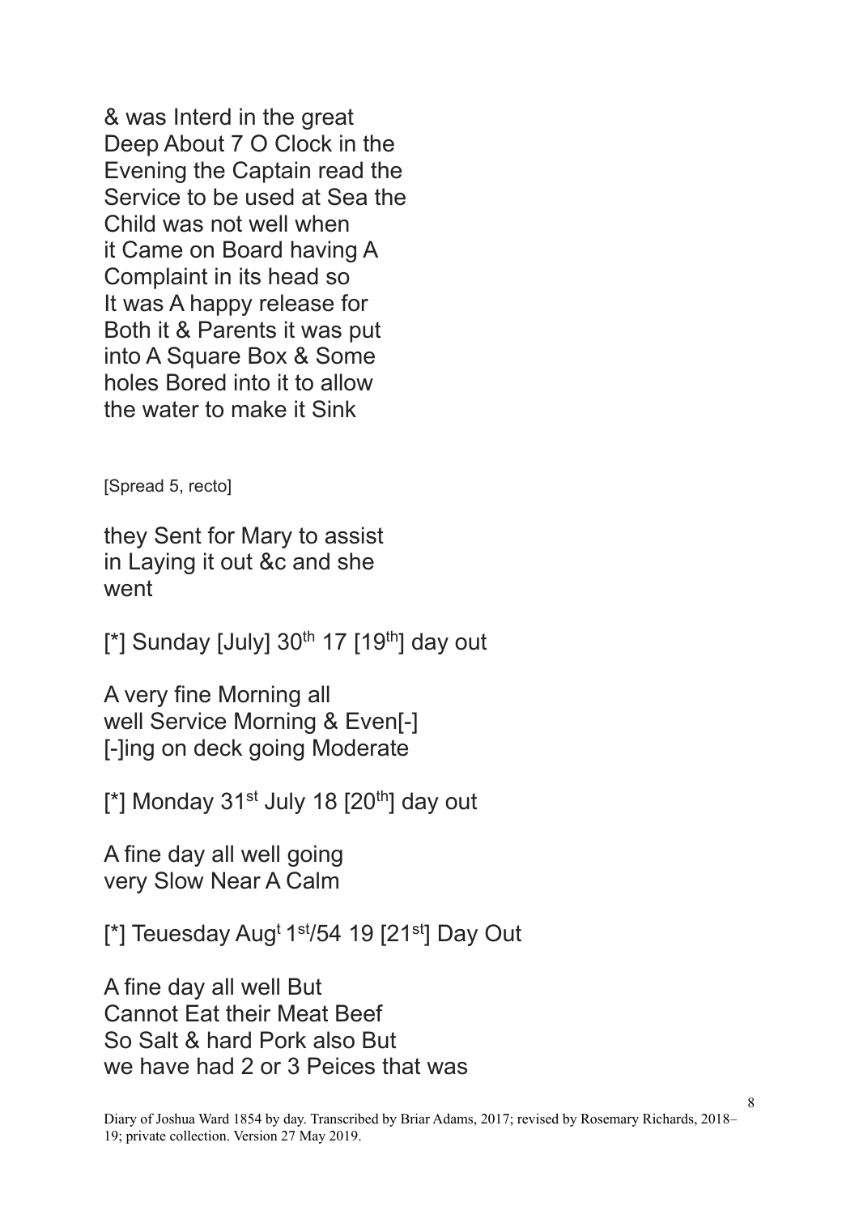& was Interd in the great
Deep About 7 O Clock in the
Evening the Captain read the
Service to be used at Sea the
Child was not well when
it Came on Board having A
Complaint in its head so
It was A happy release for
Both it & Parents it was put
into A Square Box & Some
holes Bored into it to allow
the water to make it Sink

[Spread 5, recto]

they Sent for Mary to assist
in Laying it out &c and she
went

[*] Sunday [July] 30th 17 [19th] day out

A very fine Morning all
well Service Morning & Even[-]
[-]ing on deck going Moderate

[*] Monday 31st July 18 [20th] day out

A fine day all well going
very Slow Near A Calm

[*] Teuesday Augt 1st/54 19 [21st] Day Out

A fine day all well But
Cannot Eat their Meat Beef
So Salt & hard Pork also But
we have had 2 or 3 Peices that was

Diary of Joshua Ward 1854 by day. Transcribed by Briar Adams, 2017; revised by Rosemary Richards, 2018–19; private collection. Version 27 May 2019.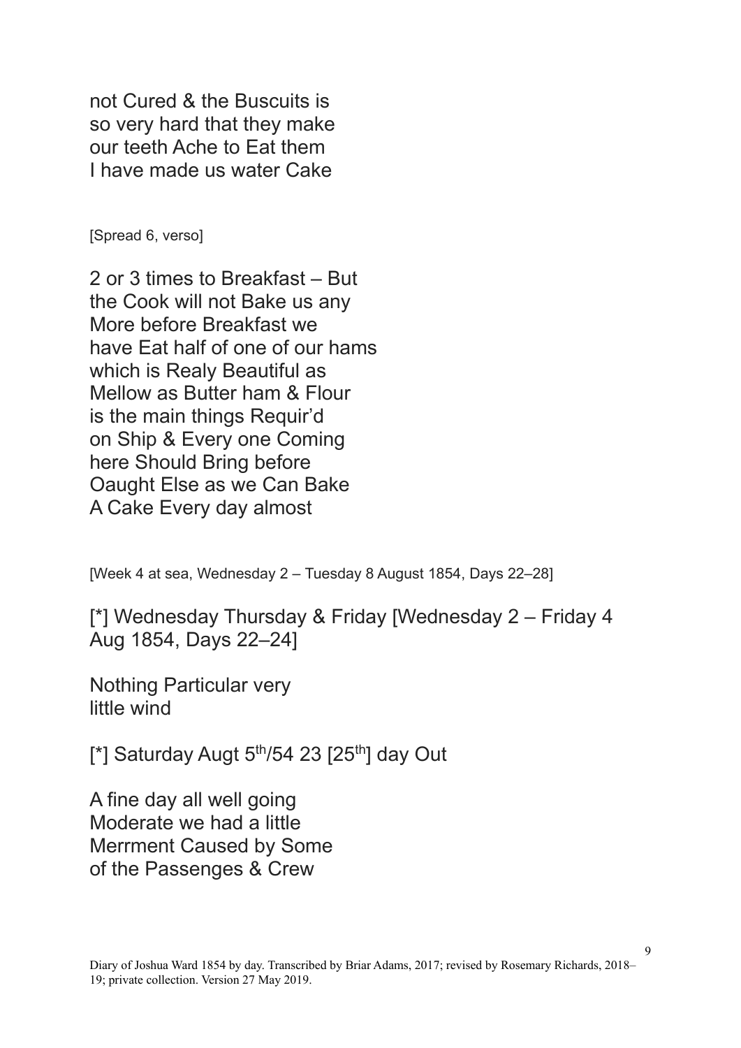not Cured & the Buscuits is
so very hard that they make
our teeth Ache to Eat them
I have made us water Cake

[Spread 6, verso]

2 or 3 times to Breakfast – But
the Cook will not Bake us any
More before Breakfast we
have Eat half of one of our hams
which is Realy Beautiful as
Mellow as Butter ham & Flour
is the main things Requir'd
on Ship & Every one Coming
here Should Bring before
Oaught Else as we Can Bake
A Cake Every day almost

[Week 4 at sea, Wednesday 2 – Tuesday 8 August 1854, Days 22–28]

[*] Wednesday Thursday & Friday [Wednesday 2 – Friday 4 Aug 1854, Days 22–24]

Nothing Particular very
little wind

[*] Saturday Augt 5th/54 23 [25th] day Out

A fine day all well going
Moderate we had a little
Merrment Caused by Some
of the Passenges & Crew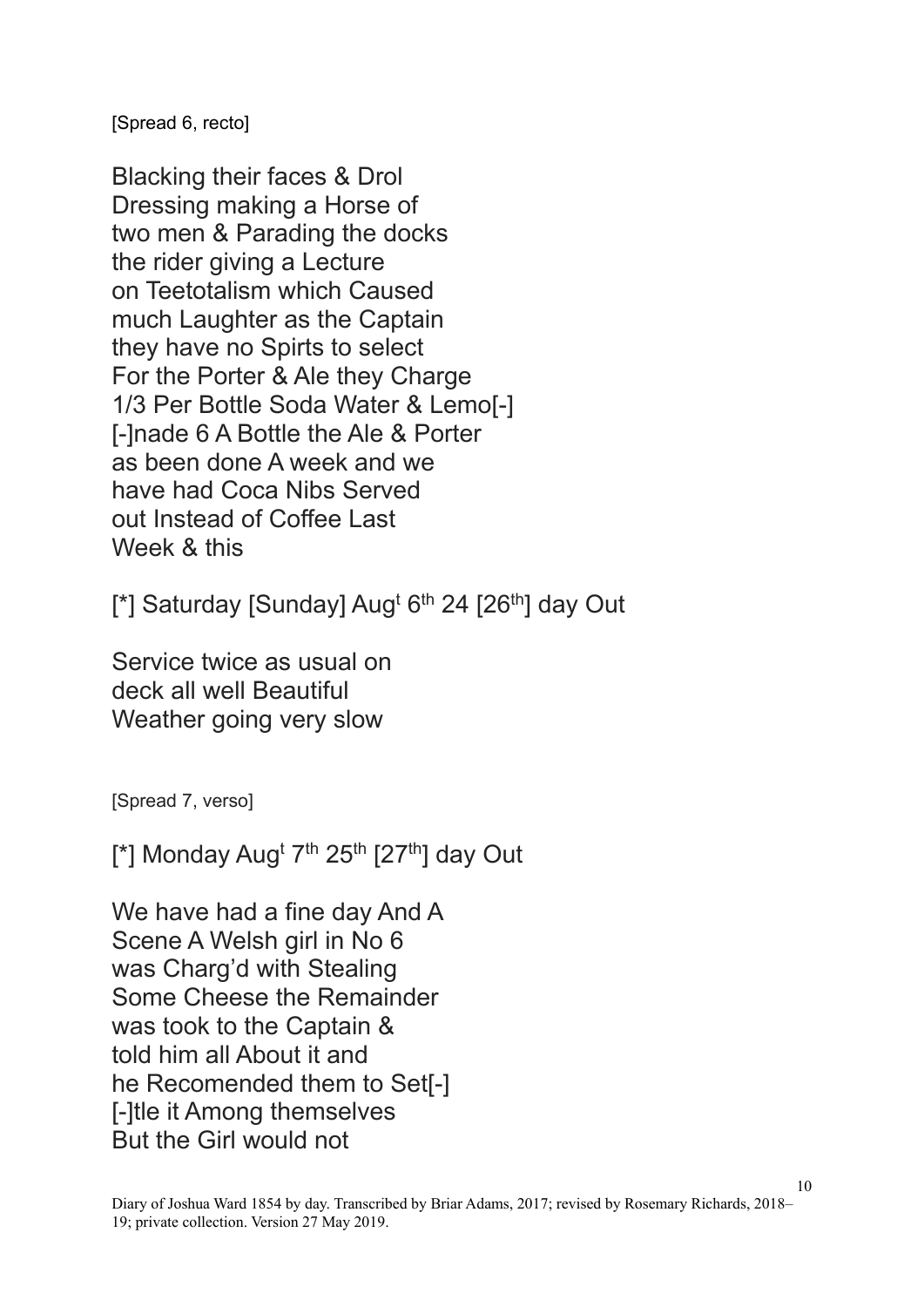[Spread 6, recto]

Blacking their faces & Drol
Dressing making a Horse of
two men & Parading the docks
the rider giving a Lecture
on Teetotalism which Caused
much Laughter as the Captain
they have no Spirts to select
For the Porter & Ale they Charge
1/3 Per Bottle Soda Water & Lemo[-]
[-]nade 6 A Bottle the Ale & Porter
as been done A week and we
have had Coca Nibs Served
out Instead of Coffee Last
Week & this

[*] Saturday [Sunday] Aug$^{t}$ 6$^{th}$ 24 [26$^{th}$] day Out

Service twice as usual on
deck all well Beautiful
Weather going very slow

[Spread 7, verso]

[*] Monday Aug$^{t}$ 7$^{th}$ 25$^{th}$ [27$^{th}$] day Out

We have had a fine day And A
Scene A Welsh girl in No 6
was Charg'd with Stealing
Some Cheese the Remainder
was took to the Captain &
told him all About it and
he Recomended them to Set[-]
[-]tle it Among themselves
But the Girl would not

Diary of Joshua Ward 1854 by day. Transcribed by Briar Adams, 2017; revised by Rosemary Richards, 2018–19; private collection. Version 27 May 2019.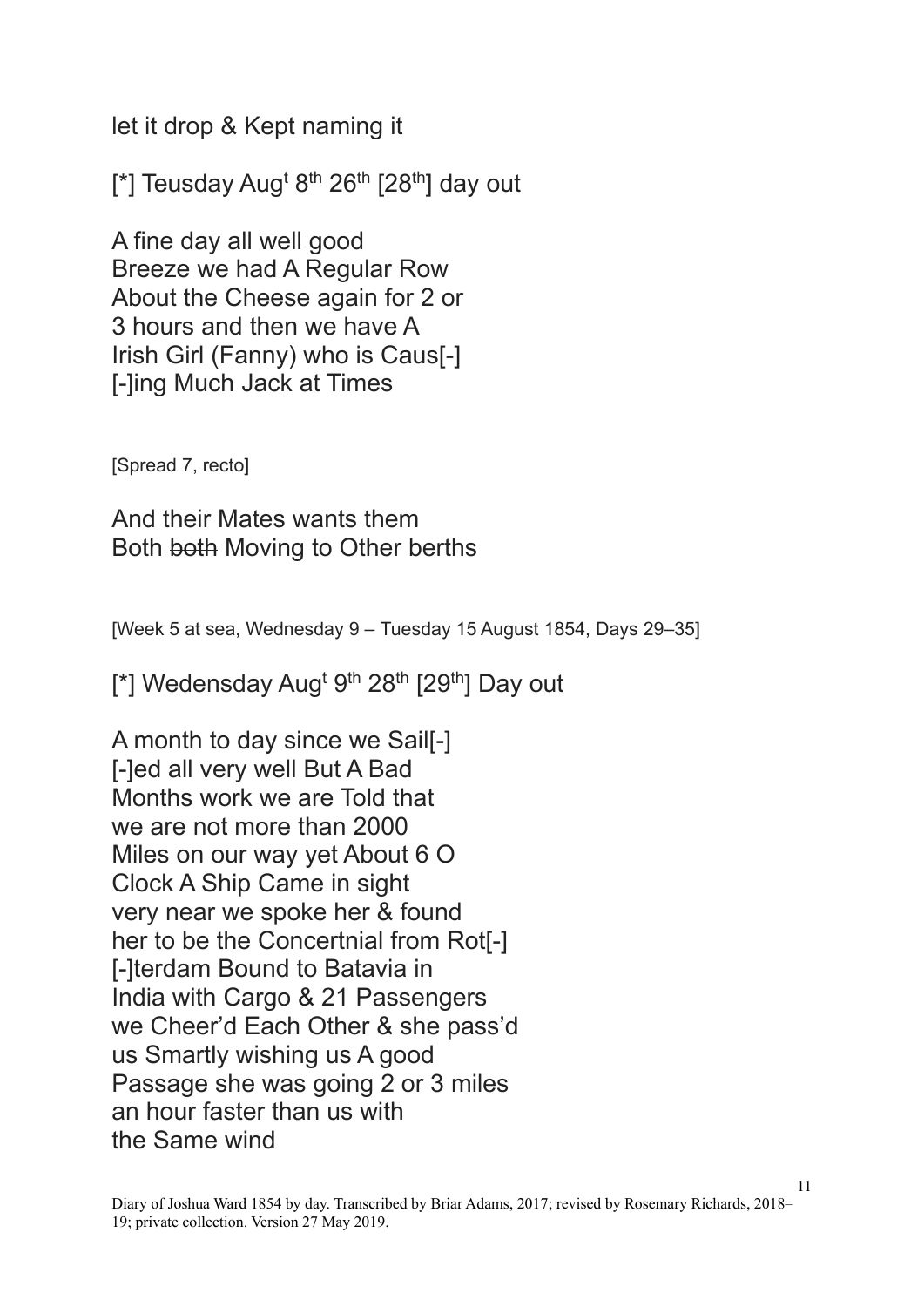let it drop & Kept naming it

[*] Teusday Aug[t] 8[th] 26[th] [28[th]] day out

A fine day all well good
Breeze we had A Regular Row
About the Cheese again for 2 or
3 hours and then we have A
Irish Girl (Fanny) who is Caus[-]
[-]ing Much Jack at Times

[Spread 7, recto]

And their Mates wants them
Both ~~both~~ Moving to Other berths

[Week 5 at sea, Wednesday 9 – Tuesday 15 August 1854, Days 29–35]

[*] Wedensday Aug[t] 9[th] 28[th] [29[th]] Day out

A month to day since we Sail[-]
[-]ed all very well But A Bad
Months work we are Told that
we are not more than 2000
Miles on our way yet About 6 O
Clock A Ship Came in sight
very near we spoke her & found
her to be the Concertnial from Rot[-]
[-]terdam Bound to Batavia in
India with Cargo & 21 Passengers
we Cheer'd Each Other & she pass'd
us Smartly wishing us A good
Passage she was going 2 or 3 miles
an hour faster than us with
the Same wind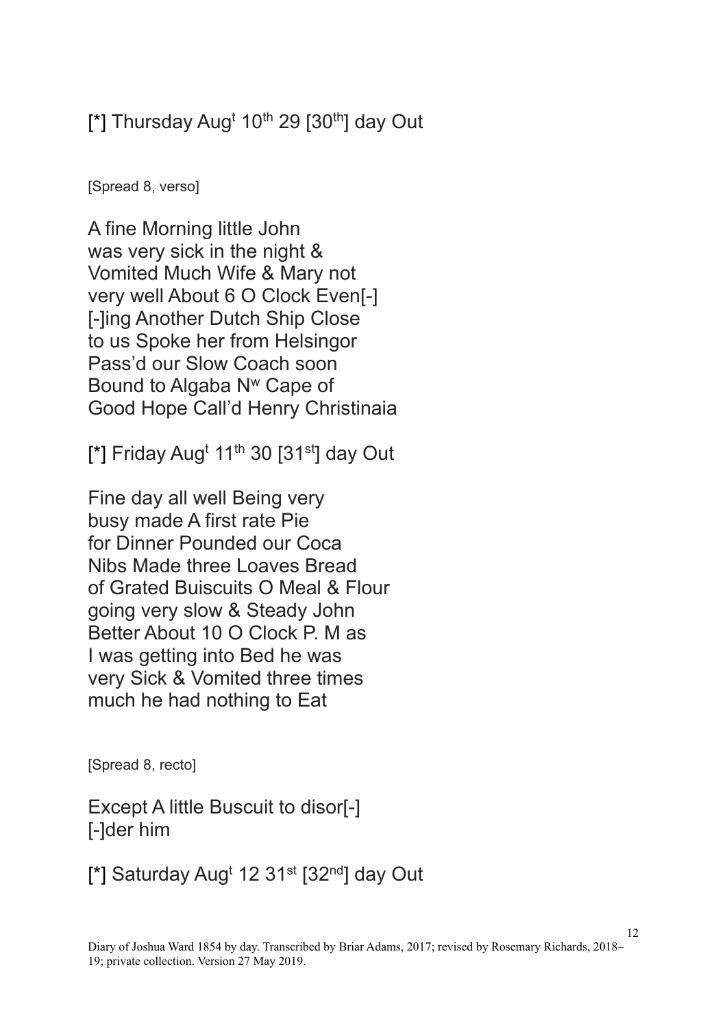[*] Thursday Aug$^{t}$ 10$^{th}$ 29 [30$^{th}$] day Out

[Spread 8, verso]

A fine Morning little John
was very sick in the night &
Vomited Much Wife & Mary not
very well About 6 O Clock Even[-]
[-]ing Another Dutch Ship Close
to us Spoke her from Helsingor
Pass'd our Slow Coach soon
Bound to Algaba N$^{w}$ Cape of
Good Hope Call'd Henry Christinaia

[*] Friday Aug$^{t}$ 11$^{th}$ 30 [31$^{st}$] day Out

Fine day all well Being very
busy made A first rate Pie
for Dinner Pounded our Coca
Nibs Made three Loaves Bread
of Grated Buiscuits O Meal & Flour
going very slow & Steady John
Better About 10 O Clock P. M as
I was getting into Bed he was
very Sick & Vomited three times
much he had nothing to Eat

[Spread 8, recto]

Except A little Buscuit to disor[-]
[-]der him

[*] Saturday Aug$^{t}$ 12 31$^{st}$ [32$^{nd}$] day Out

Diary of Joshua Ward 1854 by day. Transcribed by Briar Adams, 2017; revised by Rosemary Richards, 2018–19; private collection. Version 27 May 2019.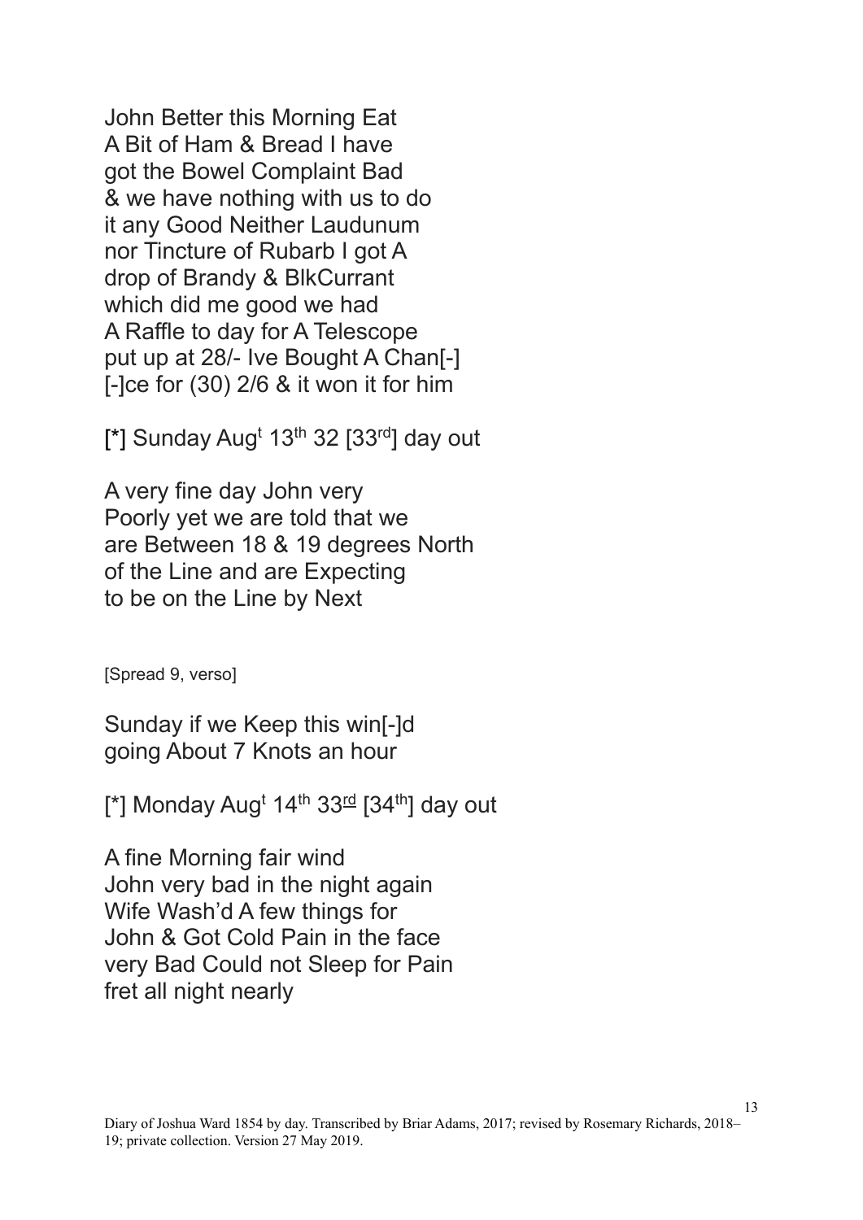John Better this Morning Eat
A Bit of Ham & Bread I have
got the Bowel Complaint Bad
& we have nothing with us to do
it any Good Neither Laudunum
nor Tincture of Rubarb I got A
drop of Brandy & BlkCurrant
which did me good we had
A Raffle to day for A Telescope
put up at 28/- Ive Bought A Chan[-]
[-]ce for (30) 2/6 & it won it for him

[*] Sunday Aug[t] 13[th] 32 [33[rd]] day out

A very fine day John very
Poorly yet we are told that we
are Between 18 & 19 degrees North
of the Line and are Expecting
to be on the Line by Next

[Spread 9, verso]

Sunday if we Keep this win[-]d
going About 7 Knots an hour

[*] Monday Aug[t] 14[th] 33[rd] [34[th]] day out

A fine Morning fair wind
John very bad in the night again
Wife Wash'd A few things for
John & Got Cold Pain in the face
very Bad Could not Sleep for Pain
fret all night nearly

Diary of Joshua Ward 1854 by day. Transcribed by Briar Adams, 2017; revised by Rosemary Richards, 2018–19; private collection. Version 27 May 2019.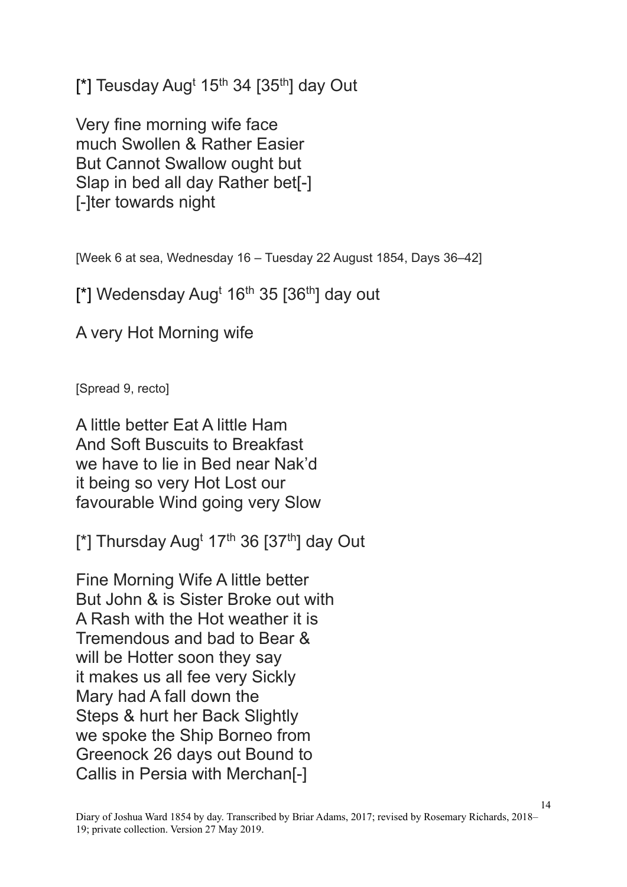[*] Teusday Aug^t 15^th 34 [35^th] day Out

Very fine morning wife face
much Swollen & Rather Easier
But Cannot Swallow ought but
Slap in bed all day Rather bet[-]
[-]ter towards night

[Week 6 at sea, Wednesday 16 – Tuesday 22 August 1854, Days 36–42]

[*] Wedensday Aug^t 16^th 35 [36^th] day out

A very Hot Morning wife

[Spread 9, recto]

A little better Eat A little Ham
And Soft Buscuits to Breakfast
we have to lie in Bed near Nak'd
it being so very Hot Lost our
favourable Wind going very Slow

[*] Thursday Aug^t 17^th 36 [37^th] day Out

Fine Morning Wife A little better
But John & is Sister Broke out with
A Rash with the Hot weather it is
Tremendous and bad to Bear &
will be Hotter soon they say
it makes us all fee very Sickly
Mary had A fall down the
Steps & hurt her Back Slightly
we spoke the Ship Borneo from
Greenock 26 days out Bound to
Callis in Persia with Merchan[-]

Diary of Joshua Ward 1854 by day. Transcribed by Briar Adams, 2017; revised by Rosemary Richards, 2018–19; private collection. Version 27 May 2019.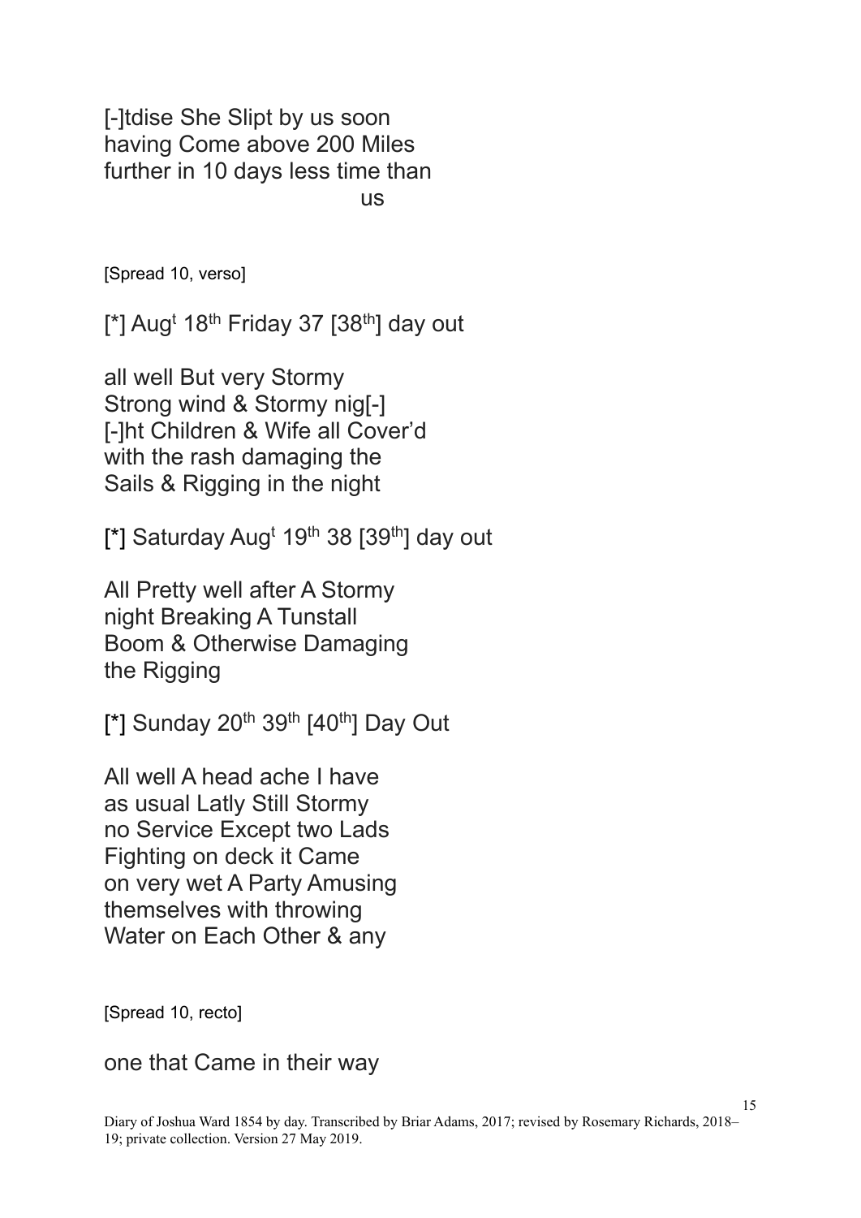[-]tdise She Slipt by us soon
having Come above 200 Miles
further in 10 days less time than
us

[Spread 10, verso]

[*] Aug[t] 18[th] Friday 37 [38[th]] day out

all well But very Stormy
Strong wind & Stormy nig[-]
[-]ht Children & Wife all Cover'd
with the rash damaging the
Sails & Rigging in the night

[*] Saturday Aug[t] 19[th] 38 [39[th]] day out

All Pretty well after A Stormy
night Breaking A Tunstall
Boom & Otherwise Damaging
the Rigging

[*] Sunday 20[th] 39[th] [40[th]] Day Out

All well A head ache I have
as usual Latly Still Stormy
no Service Except two Lads
Fighting on deck it Came
on very wet A Party Amusing
themselves with throwing
Water on Each Other & any

[Spread 10, recto]

one that Came in their way

Diary of Joshua Ward 1854 by day. Transcribed by Briar Adams, 2017; revised by Rosemary Richards, 2018–19; private collection. Version 27 May 2019.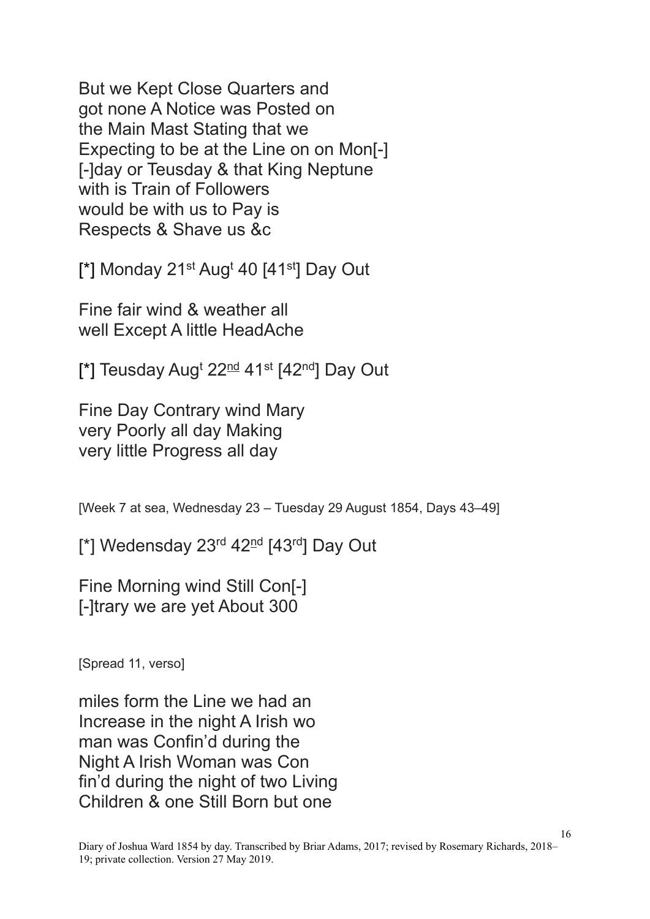But we Kept Close Quarters and
got none A Notice was Posted on
the Main Mast Stating that we
Expecting to be at the Line on on Mon[-]
[-]day or Teusday & that King Neptune
with is Train of Followers
would be with us to Pay is
Respects & Shave us &c

[*] Monday 21st Augt 40 [41st] Day Out

Fine fair wind & weather all
well Except A little HeadAche

[*] Teusday Augt 22nd 41st [42nd] Day Out

Fine Day Contrary wind Mary
very Poorly all day Making
very little Progress all day

[Week 7 at sea, Wednesday 23 – Tuesday 29 August 1854, Days 43–49]

[*] Wedensday 23rd 42nd [43rd] Day Out

Fine Morning wind Still Con[-]
[-]trary we are yet About 300

[Spread 11, verso]

miles form the Line we had an
Increase in the night A Irish wo
man was Confin'd during the
Night A Irish Woman was Con
fin'd during the night of two Living
Children & one Still Born but one

Diary of Joshua Ward 1854 by day. Transcribed by Briar Adams, 2017; revised by Rosemary Richards, 2018–19; private collection. Version 27 May 2019.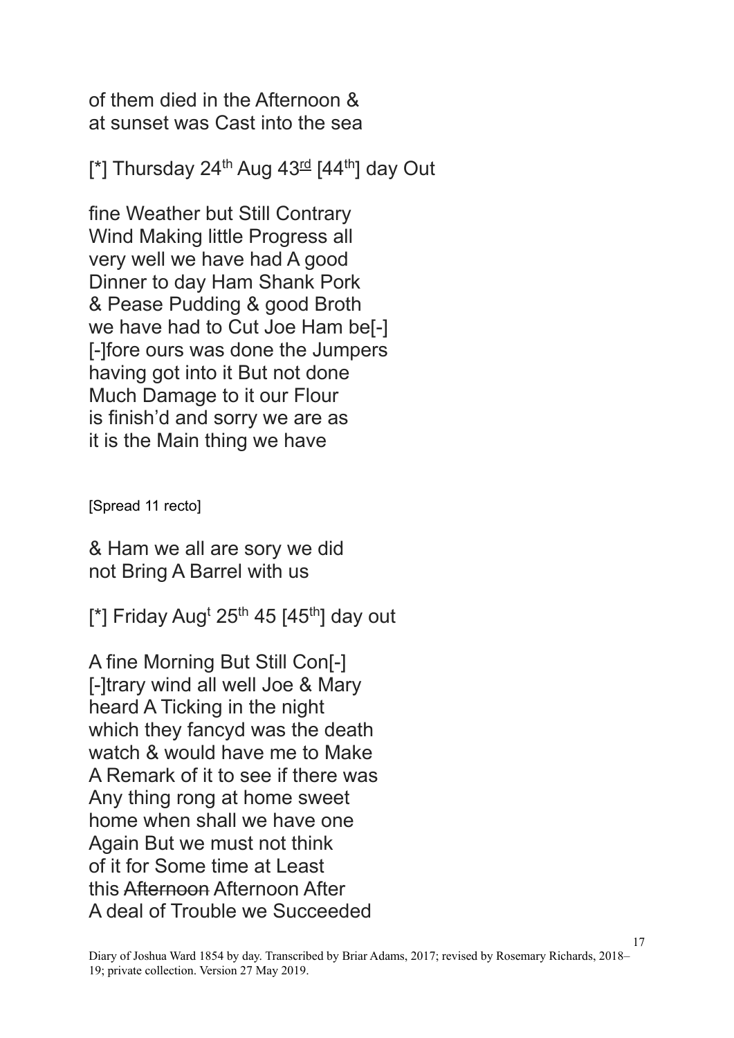of them died in the Afternoon &
at sunset was Cast into the sea

[*] Thursday 24th Aug 43rd [44th] day Out

fine Weather but Still Contrary
Wind Making little Progress all
very well we have had A good
Dinner to day Ham Shank Pork
& Pease Pudding & good Broth
we have had to Cut Joe Ham be[-]
[-]fore ours was done the Jumpers
having got into it But not done
Much Damage to it our Flour
is finish'd and sorry we are as
it is the Main thing we have

[Spread 11 recto]

& Ham we all are sory we did
not Bring A Barrel with us

[*] Friday Augt 25th 45 [45th] day out

A fine Morning But Still Con[-]
[-]trary wind all well Joe & Mary
heard A Ticking in the night
which they fancyd was the death
watch & would have me to Make
A Remark of it to see if there was
Any thing rong at home sweet
home when shall we have one
Again But we must not think
of it for Some time at Least
this ~~Afternoon~~ Afternoon After
A deal of Trouble we Succeeded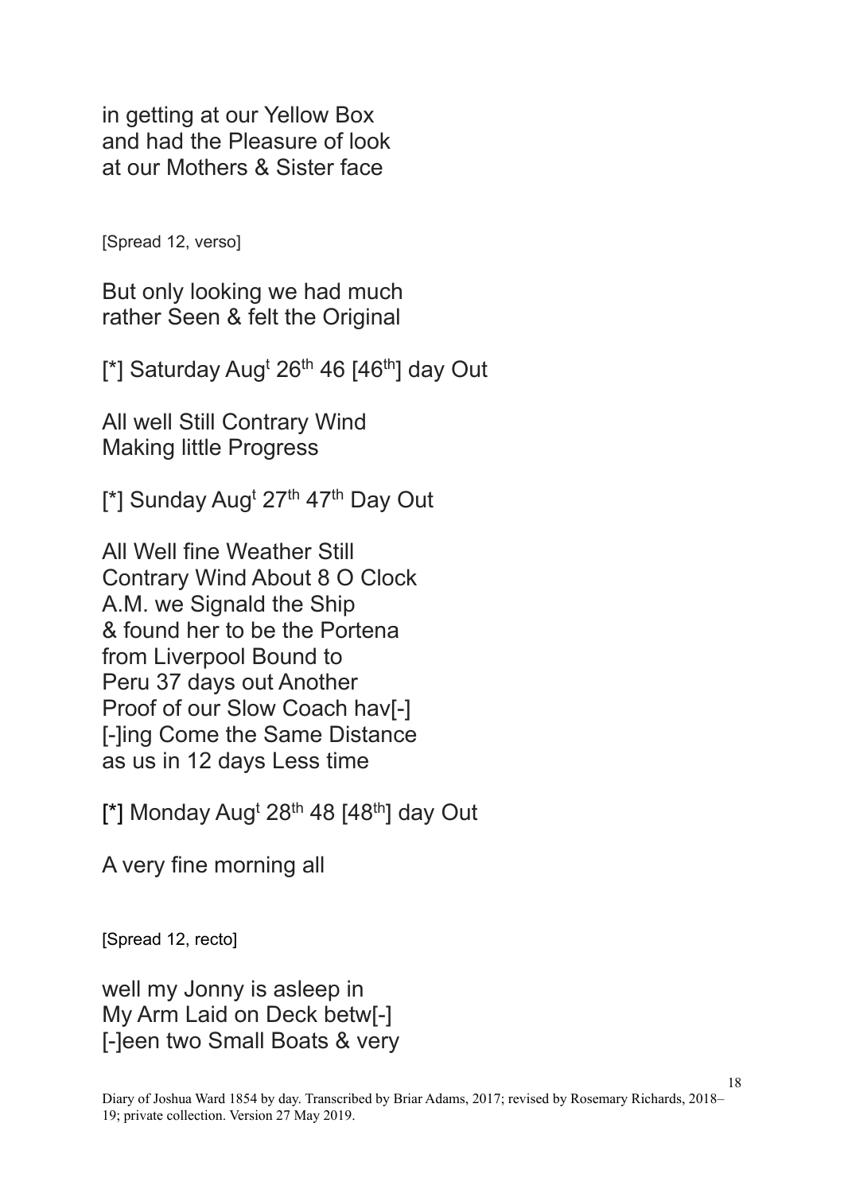in getting at our Yellow Box
and had the Pleasure of look
at our Mothers & Sister face

[Spread 12, verso]

But only looking we had much
rather Seen & felt the Original

[*] Saturday Aug$^{t}$ 26$^{th}$ 46 [46$^{th}$] day Out

All well Still Contrary Wind
Making little Progress

[*] Sunday Aug$^{t}$ 27$^{th}$ 47$^{th}$ Day Out

All Well fine Weather Still
Contrary Wind About 8 O Clock
A.M. we Signald the Ship
& found her to be the Portena
from Liverpool Bound to
Peru 37 days out Another
Proof of our Slow Coach hav[-]
[-]ing Come the Same Distance
as us in 12 days Less time

[*] Monday Aug$^{t}$ 28$^{th}$ 48 [48$^{th}$] day Out

A very fine morning all

[Spread 12, recto]

well my Jonny is asleep in
My Arm Laid on Deck betw[-]
[-]een two Small Boats & very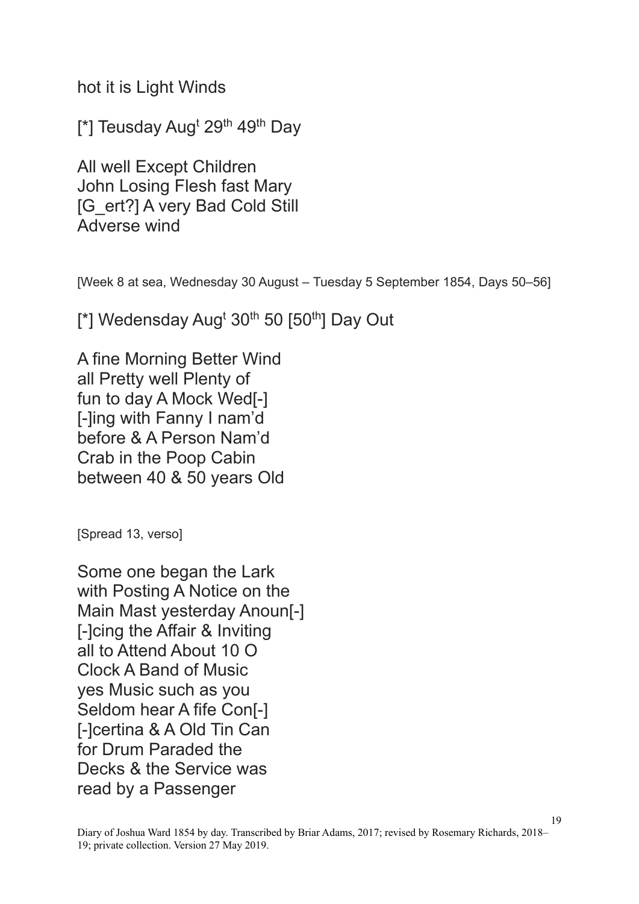hot it is Light Winds

[*] Teusday Aug^t 29^th 49^th Day

All well Except Children
John Losing Flesh fast Mary
[G_ert?] A very Bad Cold Still
Adverse wind

[Week 8 at sea, Wednesday 30 August – Tuesday 5 September 1854, Days 50–56]

[*] Wedensday Aug^t 30^th 50 [50^th] Day Out

A fine Morning Better Wind
all Pretty well Plenty of
fun to day A Mock Wed[-]
[-]ing with Fanny I nam'd
before & A Person Nam'd
Crab in the Poop Cabin
between 40 & 50 years Old

[Spread 13, verso]

Some one began the Lark
with Posting A Notice on the
Main Mast yesterday Anoun[-]
[-]cing the Affair & Inviting
all to Attend About 10 O
Clock A Band of Music
yes Music such as you
Seldom hear A fife Con[-]
[-]certina & A Old Tin Can
for Drum Paraded the
Decks & the Service was
read by a Passenger

Diary of Joshua Ward 1854 by day. Transcribed by Briar Adams, 2017; revised by Rosemary Richards, 2018–19; private collection. Version 27 May 2019.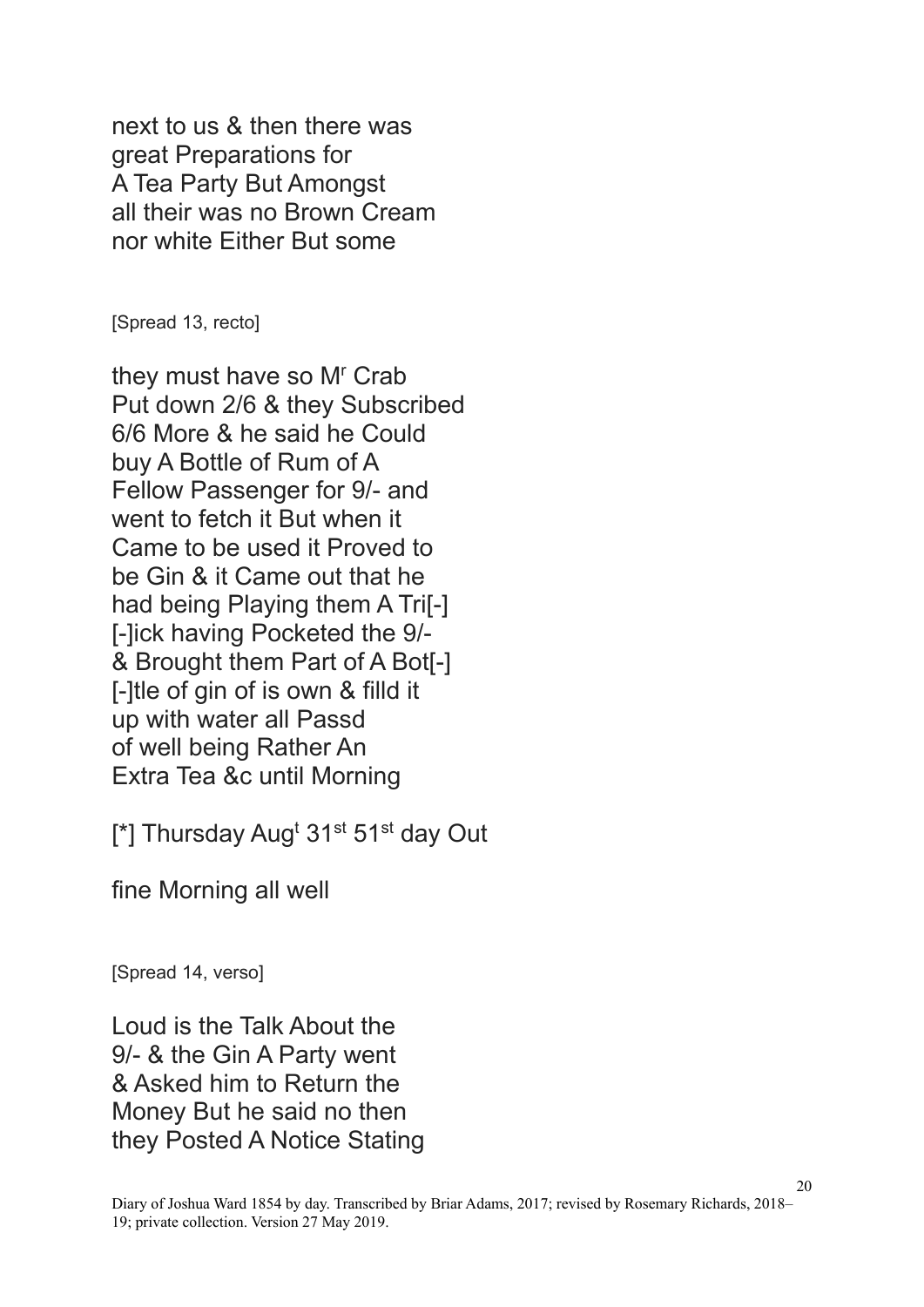next to us & then there was
great Preparations for
A Tea Party But Amongst
all their was no Brown Cream
nor white Either But some

[Spread 13, recto]

they must have so M[r] Crab
Put down 2/6 & they Subscribed
6/6 More & he said he Could
buy A Bottle of Rum of A
Fellow Passenger for 9/- and
went to fetch it But when it
Came to be used it Proved to
be Gin & it Came out that he
had being Playing them A Tri[-]
[-]ick having Pocketed the 9/-
& Brought them Part of A Bot[-]
[-]tle of gin of is own & filld it
up with water all Passd
of well being Rather An
Extra Tea &c until Morning

[*] Thursday Aug[t] 31[st] 51[st] day Out

fine Morning all well

[Spread 14, verso]

Loud is the Talk About the
9/- & the Gin A Party went
& Asked him to Return the
Money But he said no then
they Posted A Notice Stating

Diary of Joshua Ward 1854 by day. Transcribed by Briar Adams, 2017; revised by Rosemary Richards, 2018–19; private collection. Version 27 May 2019.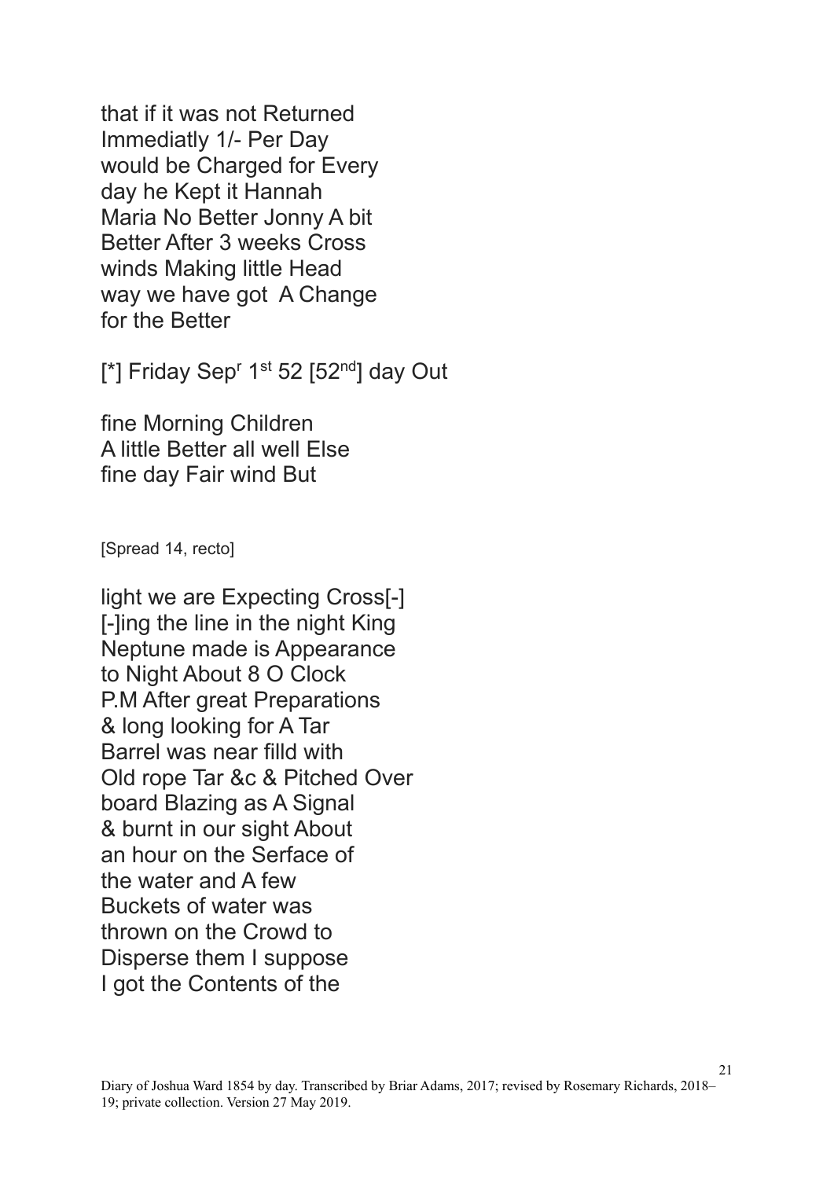that if it was not Returned
Immediatly 1/- Per Day
would be Charged for Every
day he Kept it Hannah
Maria No Better Jonny A bit
Better After 3 weeks Cross
winds Making little Head
way we have got  A Change
for the Better

[*] Friday Sep^r 1^st 52 [52^nd] day Out

fine Morning Children
A little Better all well Else
fine day Fair wind But

[Spread 14, recto]

light we are Expecting Cross[-]
[-]ing the line in the night King
Neptune made is Appearance
to Night About 8 O Clock
P.M After great Preparations
& long looking for A Tar
Barrel was near filld with
Old rope Tar &c & Pitched Over
board Blazing as A Signal
& burnt in our sight About
an hour on the Serface of
the water and A few
Buckets of water was
thrown on the Crowd to
Disperse them I suppose
I got the Contents of the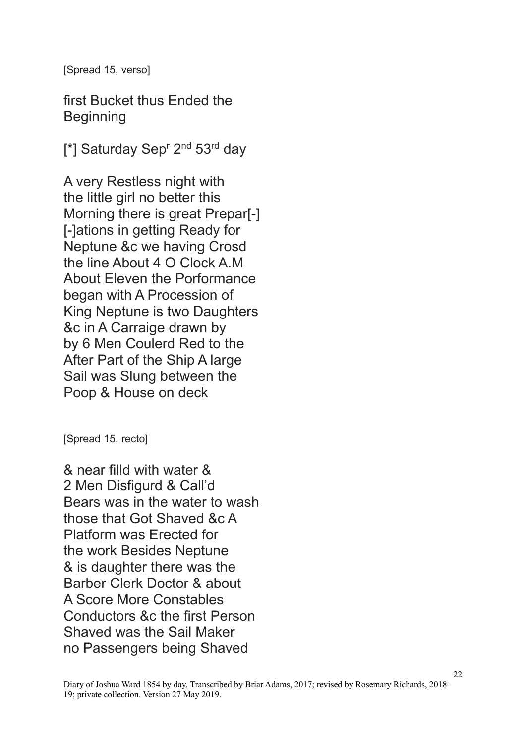[Spread 15, verso]

first Bucket thus Ended the Beginning

[*] Saturday Sep$^{r}$ 2$^{nd}$ 53$^{rd}$ day

A very Restless night with the little girl no better this Morning there is great Prepar[-] [-]ations in getting Ready for Neptune &c we having Crosd the line About 4 O Clock A.M About Eleven the Porformance began with A Procession of King Neptune is two Daughters &c in A Carraige drawn by by 6 Men Coulerd Red to the After Part of the Ship A large Sail was Slung between the Poop & House on deck

[Spread 15, recto]

& near filld with water & 2 Men Disfigurd & Call'd Bears was in the water to wash those that Got Shaved &c A Platform was Erected for the work Besides Neptune & is daughter there was the Barber Clerk Doctor & about A Score More Constables Conductors &c the first Person Shaved was the Sail Maker no Passengers being Shaved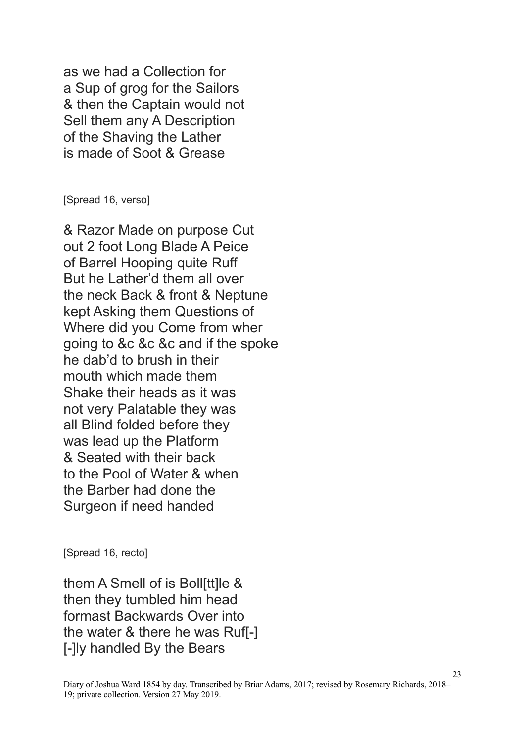as we had a Collection for
a Sup of grog for the Sailors
& then the Captain would not
Sell them any A Description
of the Shaving the Lather
is made of Soot & Grease

[Spread 16, verso]

& Razor Made on purpose Cut
out 2 foot Long Blade A Peice
of Barrel Hooping quite Ruff
But he Lather'd them all over
the neck Back & front & Neptune
kept Asking them Questions of
Where did you Come from wher
going to &c &c &c and if the spoke
he dab'd to brush in their
mouth which made them
Shake their heads as it was
not very Palatable they was
all Blind folded before they
was lead up the Platform
& Seated with their back
to the Pool of Water & when
the Barber had done the
Surgeon if need handed

[Spread 16, recto]

them A Smell of is Boll[tt]le &
then they tumbled him head
formast Backwards Over into
the water & there he was Ruf[-]
[-]ly handled By the Bears

Diary of Joshua Ward 1854 by day. Transcribed by Briar Adams, 2017; revised by Rosemary Richards, 2018–19; private collection. Version 27 May 2019.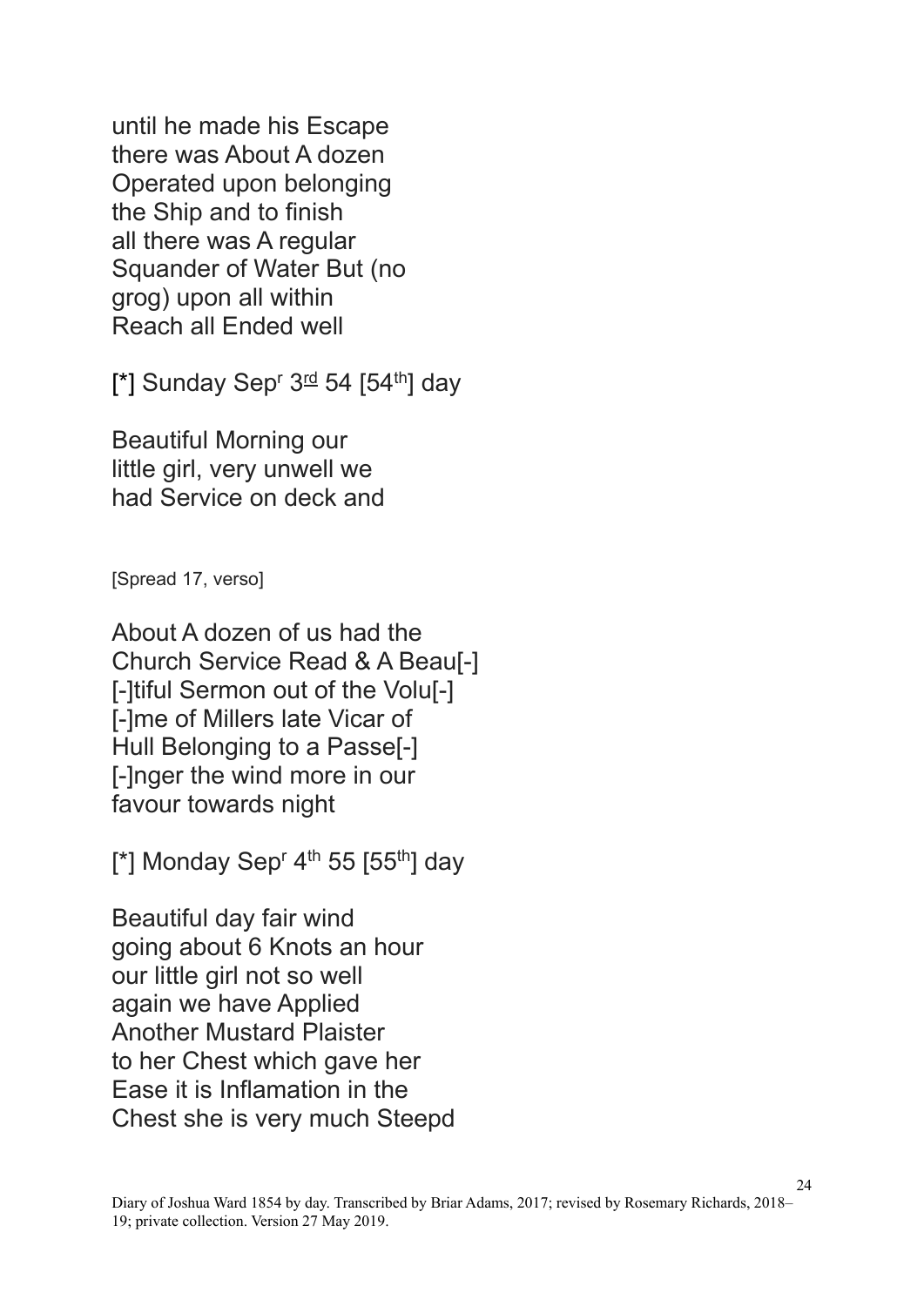until he made his Escape
there was About A dozen
Operated upon belonging
the Ship and to finish
all there was A regular
Squander of Water But (no
grog) upon all within
Reach all Ended well

[*] Sunday Sep^r 3^rd 54 [54^th] day

Beautiful Morning our
little girl, very unwell we
had Service on deck and

[Spread 17, verso]

About A dozen of us had the
Church Service Read & A Beau[-]
[-]tiful Sermon out of the Volu[-]
[-]me of Millers late Vicar of
Hull Belonging to a Passe[-]
[-]nger the wind more in our
favour towards night

[*] Monday Sep^r 4^th 55 [55^th] day

Beautiful day fair wind
going about 6 Knots an hour
our little girl not so well
again we have Applied
Another Mustard Plaister
to her Chest which gave her
Ease it is Inflamation in the
Chest she is very much Steepd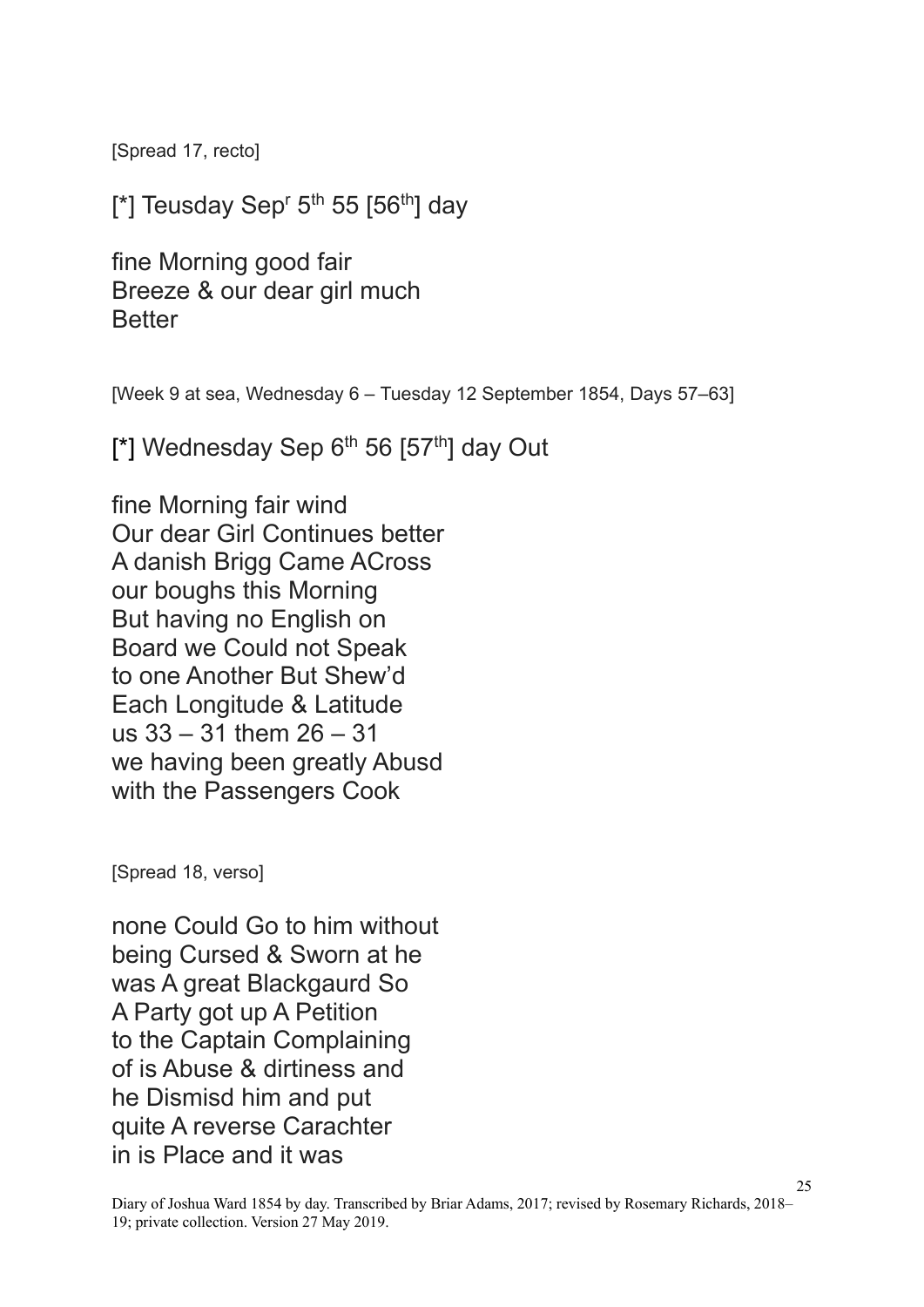[Spread 17, recto]

[*] Teusday Sep[r] 5[th] 55 [56[th]] day

fine Morning good fair
Breeze & our dear girl much
Better

[Week 9 at sea, Wednesday 6 – Tuesday 12 September 1854, Days 57–63]

[*] Wednesday Sep 6[th] 56 [57[th]] day Out

fine Morning fair wind
Our dear Girl Continues better
A danish Brigg Came ACross
our boughs this Morning
But having no English on
Board we Could not Speak
to one Another But Shew'd
Each Longitude & Latitude
us 33 – 31 them 26 – 31
we having been greatly Abusd
with the Passengers Cook

[Spread 18, verso]

none Could Go to him without
being Cursed & Sworn at he
was A great Blackgaurd So
A Party got up A Petition
to the Captain Complaining
of is Abuse & dirtiness and
he Dismisd him and put
quite A reverse Carachter
in is Place and it was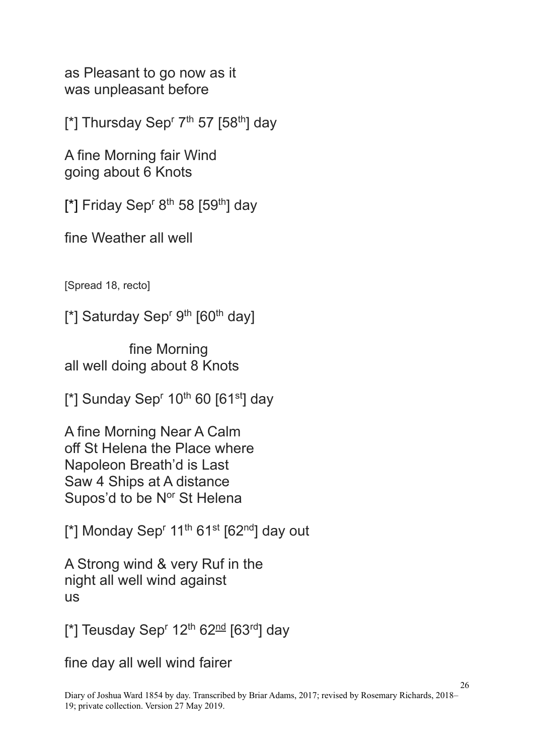as Pleasant to go now as it
was unpleasant before

[*] Thursday Sep$^{r}$ 7$^{th}$ 57 [58$^{th}$] day

A fine Morning fair Wind
going about 6 Knots

[*] Friday Sep$^{r}$ 8$^{th}$ 58 [59$^{th}$] day

fine Weather all well

[Spread 18, recto]

[*] Saturday Sep$^{r}$ 9$^{th}$ [60$^{th}$ day]

fine Morning
all well doing about 8 Knots

[*] Sunday Sep$^{r}$ 10$^{th}$ 60 [61$^{st}$] day

A fine Morning Near A Calm
off St Helena the Place where
Napoleon Breath'd is Last
Saw 4 Ships at A distance
Supos'd to be N$^{or}$ St Helena

[*] Monday Sep$^{r}$ 11$^{th}$ 61$^{st}$ [62$^{nd}$] day out

A Strong wind & very Ruf in the
night all well wind against
us

[*] Teusday Sep$^{r}$ 12$^{th}$ 62$^{\underline{nd}}$ [63$^{rd}$] day

fine day all well wind fairer

Diary of Joshua Ward 1854 by day. Transcribed by Briar Adams, 2017; revised by Rosemary Richards, 2018–19; private collection. Version 27 May 2019.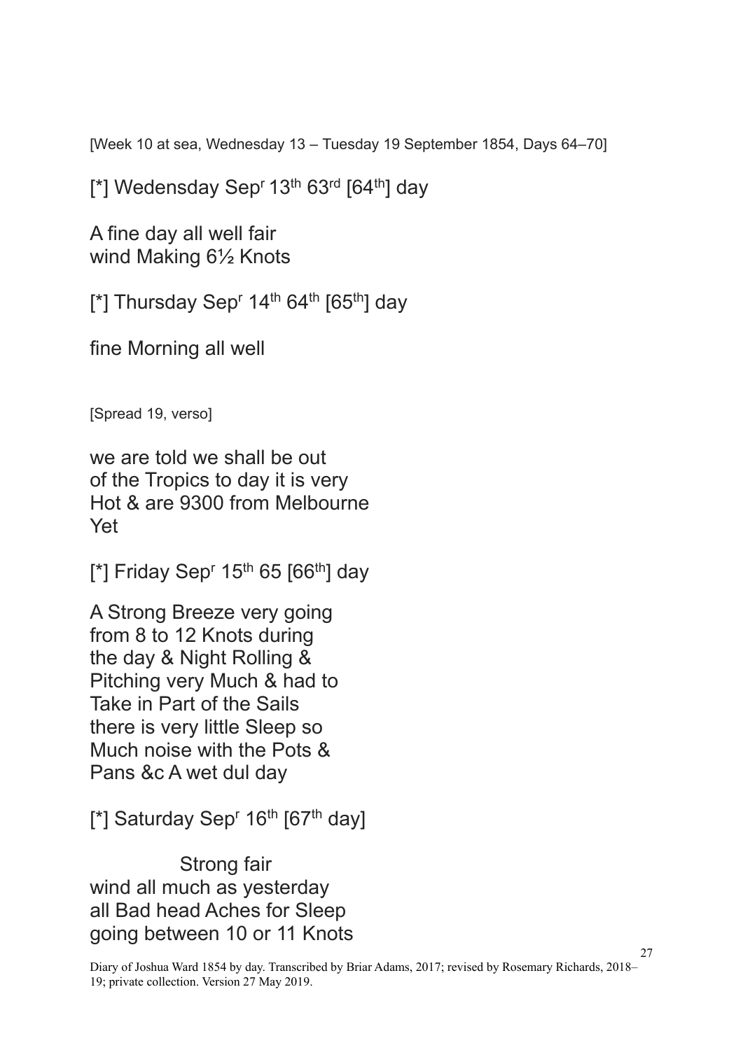[Week 10 at sea, Wednesday 13 – Tuesday 19 September 1854, Days 64–70]

[*] Wedensday Sep$^{r}$ 13$^{th}$ 63$^{rd}$ [64$^{th}$] day

A fine day all well fair
wind Making 6½ Knots

[*] Thursday Sep$^{r}$ 14$^{th}$ 64$^{th}$ [65$^{th}$] day

fine Morning all well

[Spread 19, verso]

we are told we shall be out
of the Tropics to day it is very
Hot & are 9300 from Melbourne
Yet

[*] Friday Sep$^{r}$ 15$^{th}$ 65 [66$^{th}$] day

A Strong Breeze very going
from 8 to 12 Knots during
the day & Night Rolling &
Pitching very Much & had to
Take in Part of the Sails
there is very little Sleep so
Much noise with the Pots &
Pans &c A wet dul day

[*] Saturday Sep$^{r}$ 16$^{th}$ [67$^{th}$ day]

Strong fair
wind all much as yesterday
all Bad head Aches for Sleep
going between 10 or 11 Knots

Diary of Joshua Ward 1854 by day. Transcribed by Briar Adams, 2017; revised by Rosemary Richards, 2018–19; private collection. Version 27 May 2019.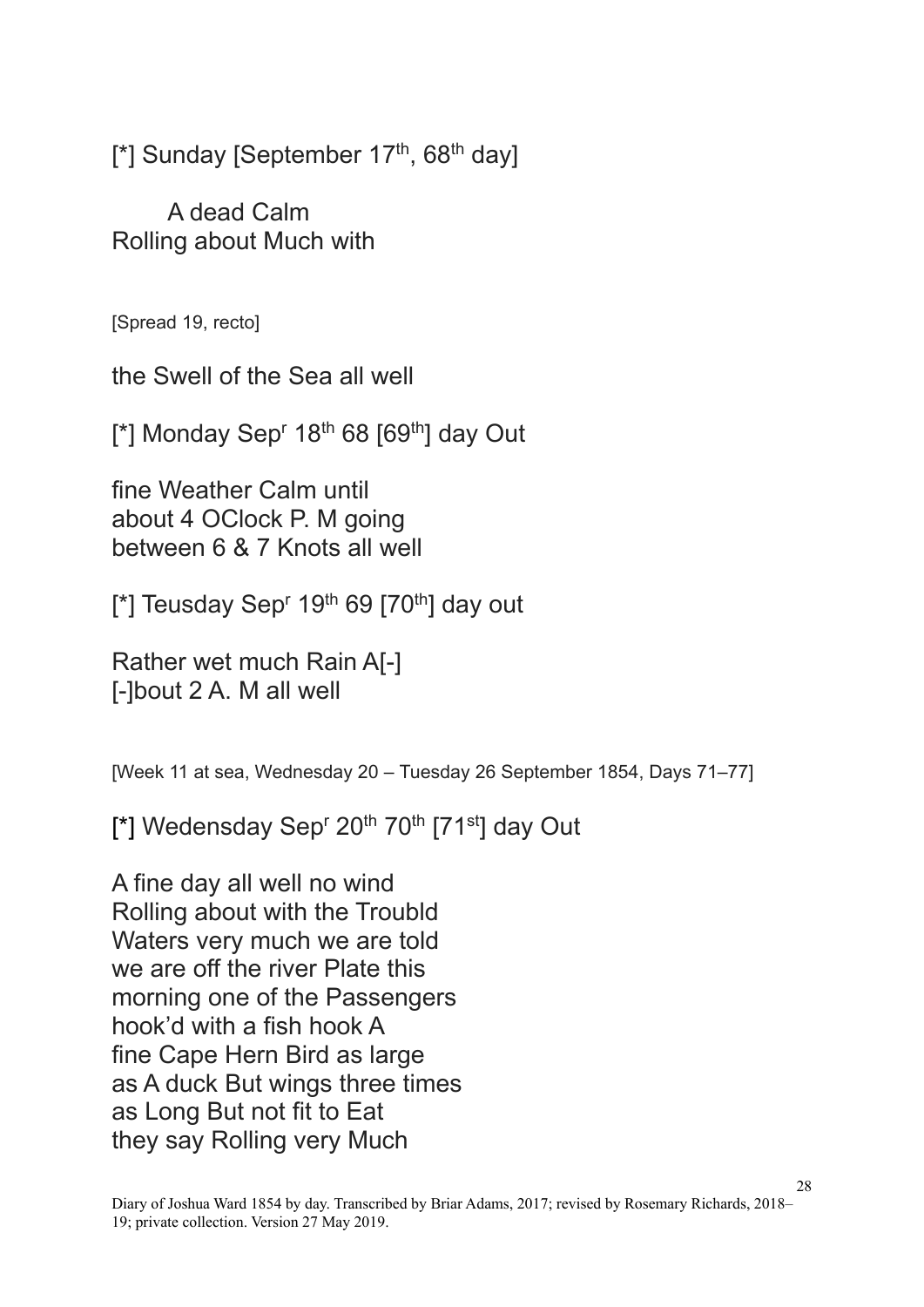[*] Sunday [September 17th, 68th day]

A dead Calm
Rolling about Much with

[Spread 19, recto]

the Swell of the Sea all well

[*] Monday Sepr 18th 68 [69th] day Out

fine Weather Calm until
about 4 OClock P. M going
between 6 & 7 Knots all well

[*] Teusday Sepr 19th 69 [70th] day out

Rather wet much Rain A[-]
[-]bout 2 A. M all well

[Week 11 at sea, Wednesday 20 – Tuesday 26 September 1854, Days 71–77]

[*] Wedensday Sepr 20th 70th [71st] day Out

A fine day all well no wind
Rolling about with the Troubld
Waters very much we are told
we are off the river Plate this
morning one of the Passengers
hook'd with a fish hook A
fine Cape Hern Bird as large
as A duck But wings three times
as Long But not fit to Eat
they say Rolling very Much

Diary of Joshua Ward 1854 by day. Transcribed by Briar Adams, 2017; revised by Rosemary Richards, 2018–19; private collection. Version 27 May 2019.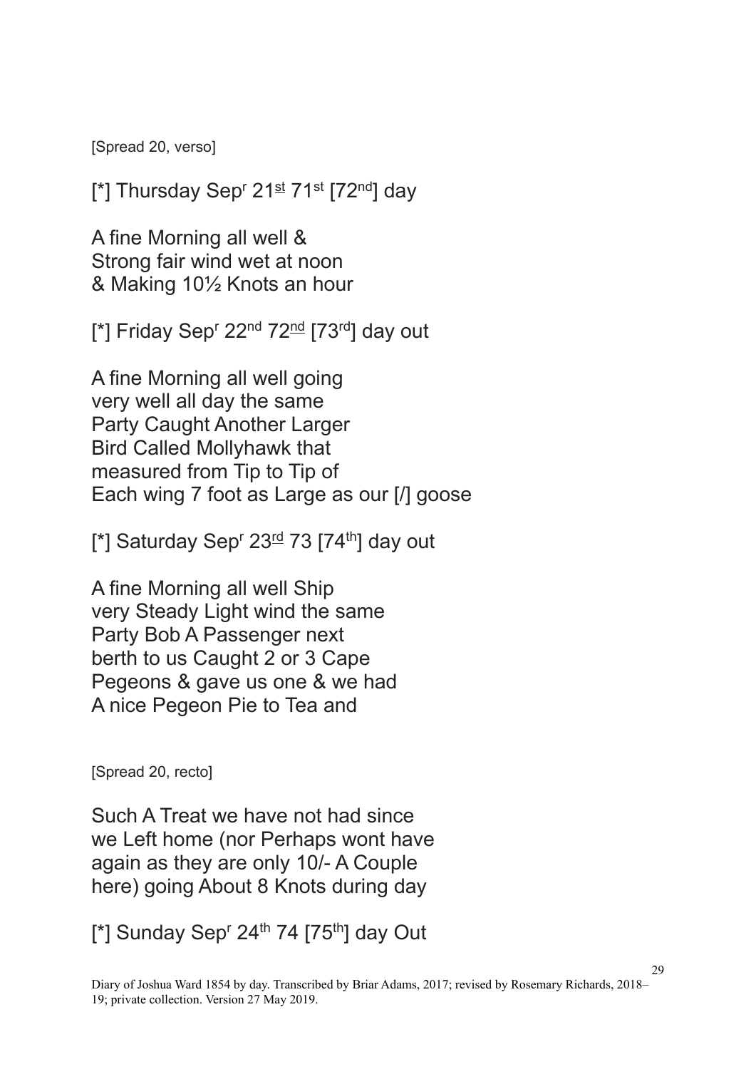[Spread 20, verso]

[*] Thursday Sep^r^ 21st 71st [72nd] day

A fine Morning all well &
Strong fair wind wet at noon
& Making 10½ Knots an hour

[*] Friday Sep^r^ 22nd 72nd [73rd] day out

A fine Morning all well going
very well all day the same
Party Caught Another Larger
Bird Called Mollyhawk that
measured from Tip to Tip of
Each wing 7 foot as Large as our [/] goose

[*] Saturday Sep^r^ 23rd 73 [74th] day out

A fine Morning all well Ship
very Steady Light wind the same
Party Bob A Passenger next
berth to us Caught 2 or 3 Cape
Pegeons & gave us one & we had
A nice Pegeon Pie to Tea and

[Spread 20, recto]

Such A Treat we have not had since
we Left home (nor Perhaps wont have
again as they are only 10/- A Couple
here) going About 8 Knots during day

[*] Sunday Sep^r^ 24th 74 [75th] day Out

Diary of Joshua Ward 1854 by day. Transcribed by Briar Adams, 2017; revised by Rosemary Richards, 2018–19; private collection. Version 27 May 2019.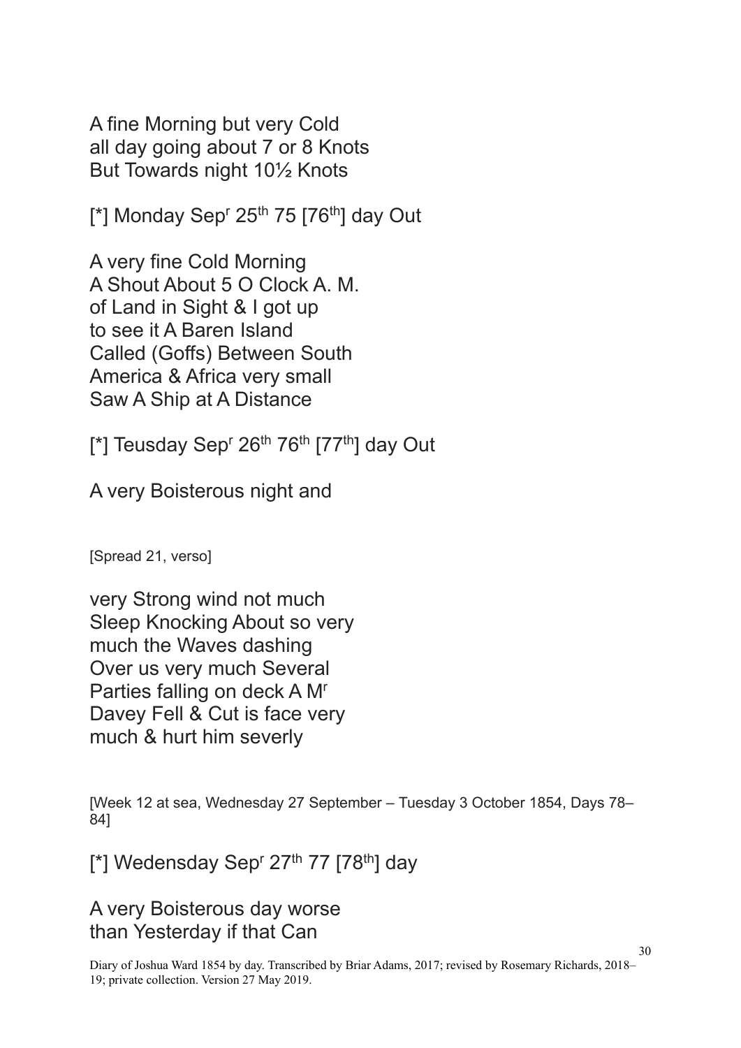A fine Morning but very Cold
all day going about 7 or 8 Knots
But Towards night 10½ Knots

[*] Monday Sep[r] 25[th] 75 [76[th]] day Out

A very fine Cold Morning
A Shout About 5 O Clock A. M.
of Land in Sight & I got up
to see it A Baren Island
Called (Goffs) Between South
America & Africa very small
Saw A Ship at A Distance

[*] Teusday Sep[r] 26[th] 76[th] [77[th]] day Out

A very Boisterous night and

[Spread 21, verso]

very Strong wind not much
Sleep Knocking About so very
much the Waves dashing
Over us very much Several
Parties falling on deck A M[r]
Davey Fell & Cut is face very
much & hurt him severly

[Week 12 at sea, Wednesday 27 September – Tuesday 3 October 1854, Days 78–84]

[*] Wedensday Sep[r] 27[th] 77 [78[th]] day

A very Boisterous day worse
than Yesterday if that Can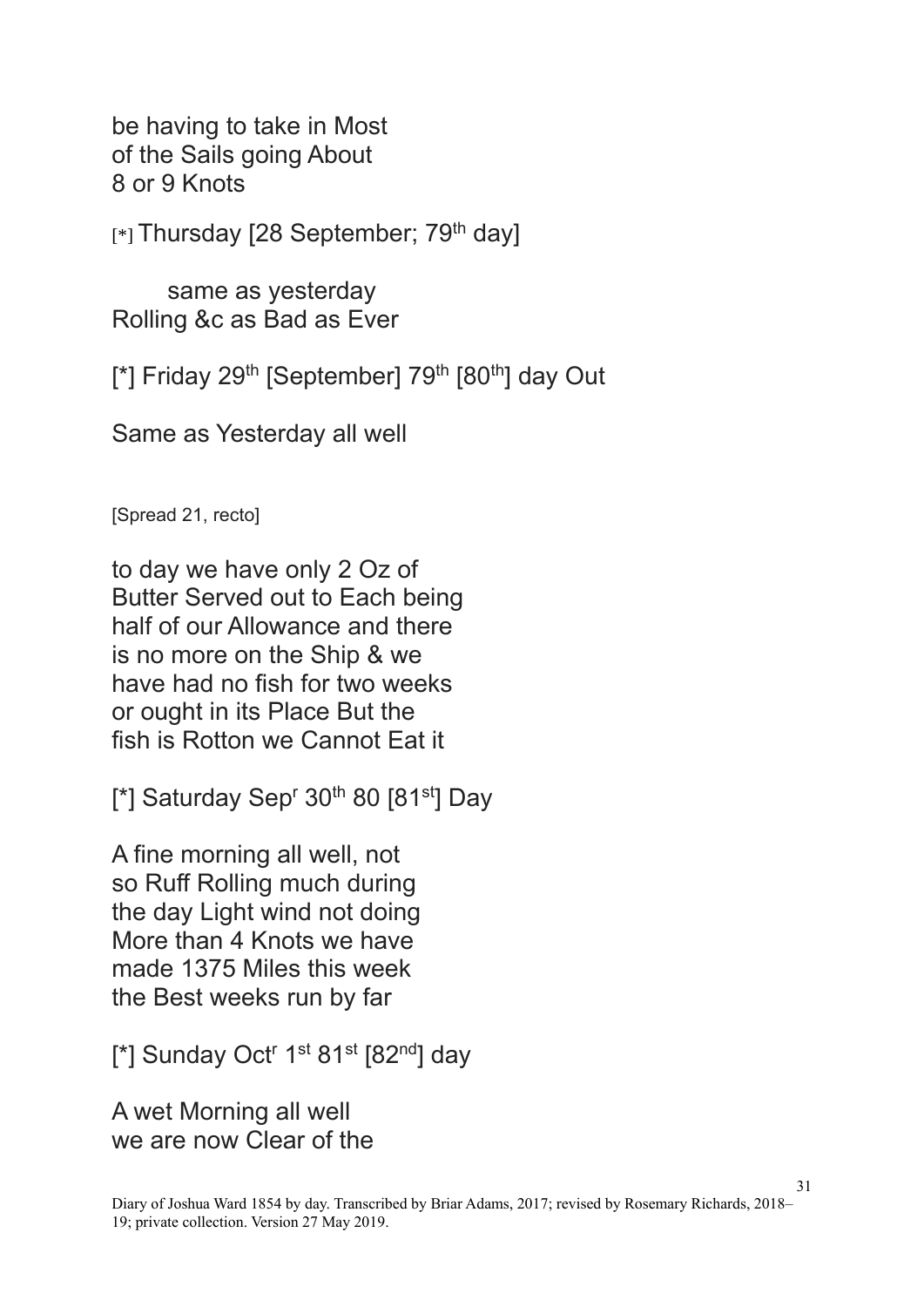be having to take in Most
of the Sails going About
8 or 9 Knots

[*] Thursday [28 September; 79th day]

same as yesterday
Rolling &c as Bad as Ever

[*] Friday 29th [September] 79th [80th] day Out

Same as Yesterday all well

[Spread 21, recto]

to day we have only 2 Oz of
Butter Served out to Each being
half of our Allowance and there
is no more on the Ship & we
have had no fish for two weeks
or ought in its Place But the
fish is Rotton we Cannot Eat it

[*] Saturday Sepr 30th 80 [81st] Day

A fine morning all well, not
so Ruff Rolling much during
the day Light wind not doing
More than 4 Knots we have
made 1375 Miles this week
the Best weeks run by far

[*] Sunday Octr 1st 81st [82nd] day

A wet Morning all well
we are now Clear of the

Diary of Joshua Ward 1854 by day. Transcribed by Briar Adams, 2017; revised by Rosemary Richards, 2018–19; private collection. Version 27 May 2019.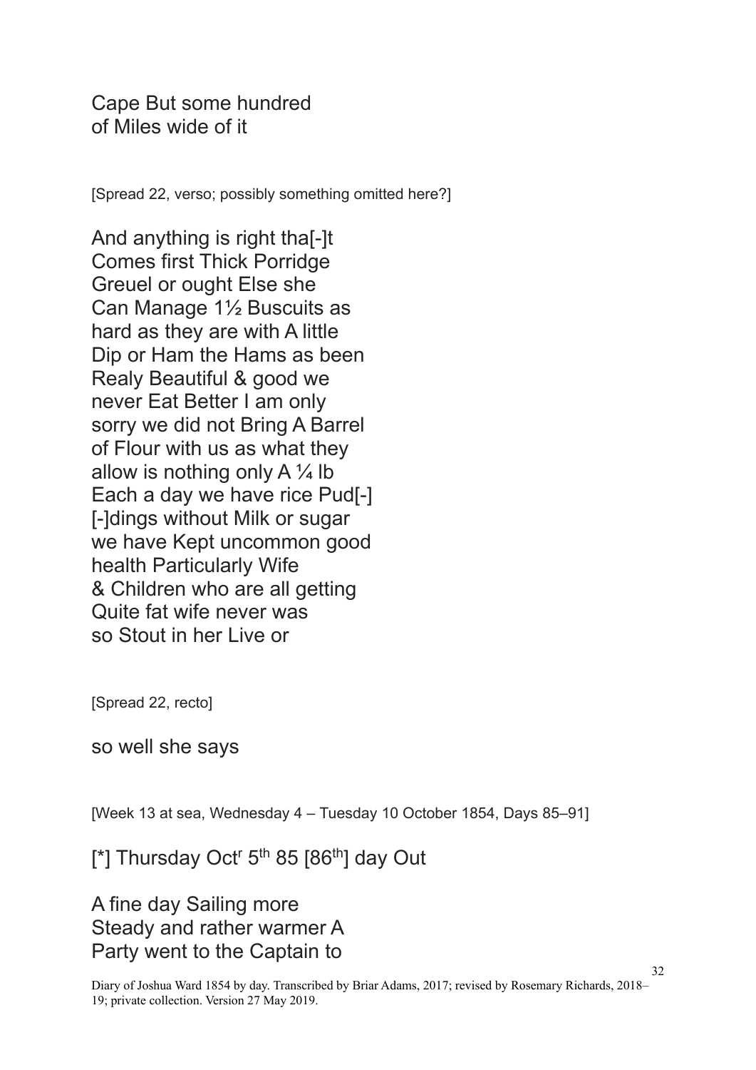Cape But some hundred
of Miles wide of it

[Spread 22, verso; possibly something omitted here?]

And anything is right tha[-]t
Comes first Thick Porridge
Greuel or ought Else she
Can Manage 1½ Buscuits as
hard as they are with A little
Dip or Ham the Hams as been
Realy Beautiful & good we
never Eat Better I am only
sorry we did not Bring A Barrel
of Flour with us as what they
allow is nothing only A ¼ lb
Each a day we have rice Pud[-]
[-]dings without Milk or sugar
we have Kept uncommon good
health Particularly Wife
& Children who are all getting
Quite fat wife never was
so Stout in her Live or

[Spread 22, recto]

so well she says

[Week 13 at sea, Wednesday 4 – Tuesday 10 October 1854, Days 85–91]

[*] Thursday Oct[r] 5[th] 85 [86[th]] day Out

A fine day Sailing more
Steady and rather warmer A
Party went to the Captain to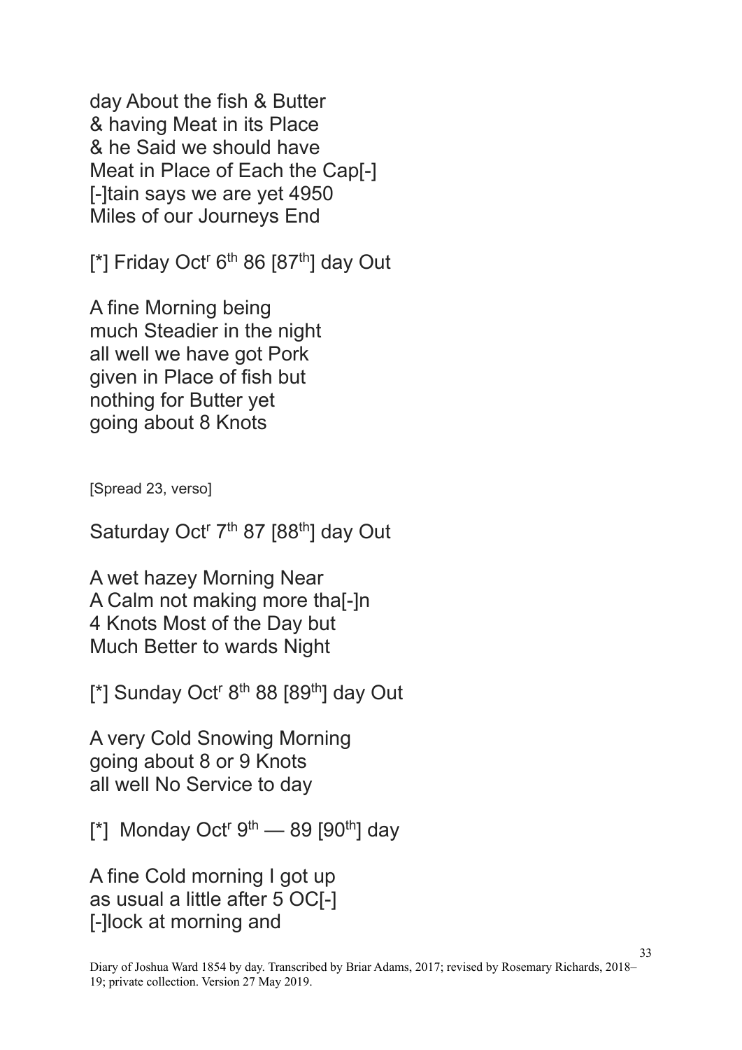day About the fish & Butter
& having Meat in its Place
& he Said we should have
Meat in Place of Each the Cap[-]
[-]tain says we are yet 4950
Miles of our Journeys End

[*] Friday Oct^r 6^th 86 [87^th] day Out

A fine Morning being
much Steadier in the night
all well we have got Pork
given in Place of fish but
nothing for Butter yet
going about 8 Knots

[Spread 23, verso]

Saturday Oct^r 7^th 87 [88^th] day Out

A wet hazey Morning Near
A Calm not making more tha[-]n
4 Knots Most of the Day but
Much Better to wards Night

[*] Sunday Oct^r 8^th 88 [89^th] day Out

A very Cold Snowing Morning
going about 8 or 9 Knots
all well No Service to day

[*] Monday Oct^r 9^th — 89 [90^th] day

A fine Cold morning I got up
as usual a little after 5 OC[-]
[-]lock at morning and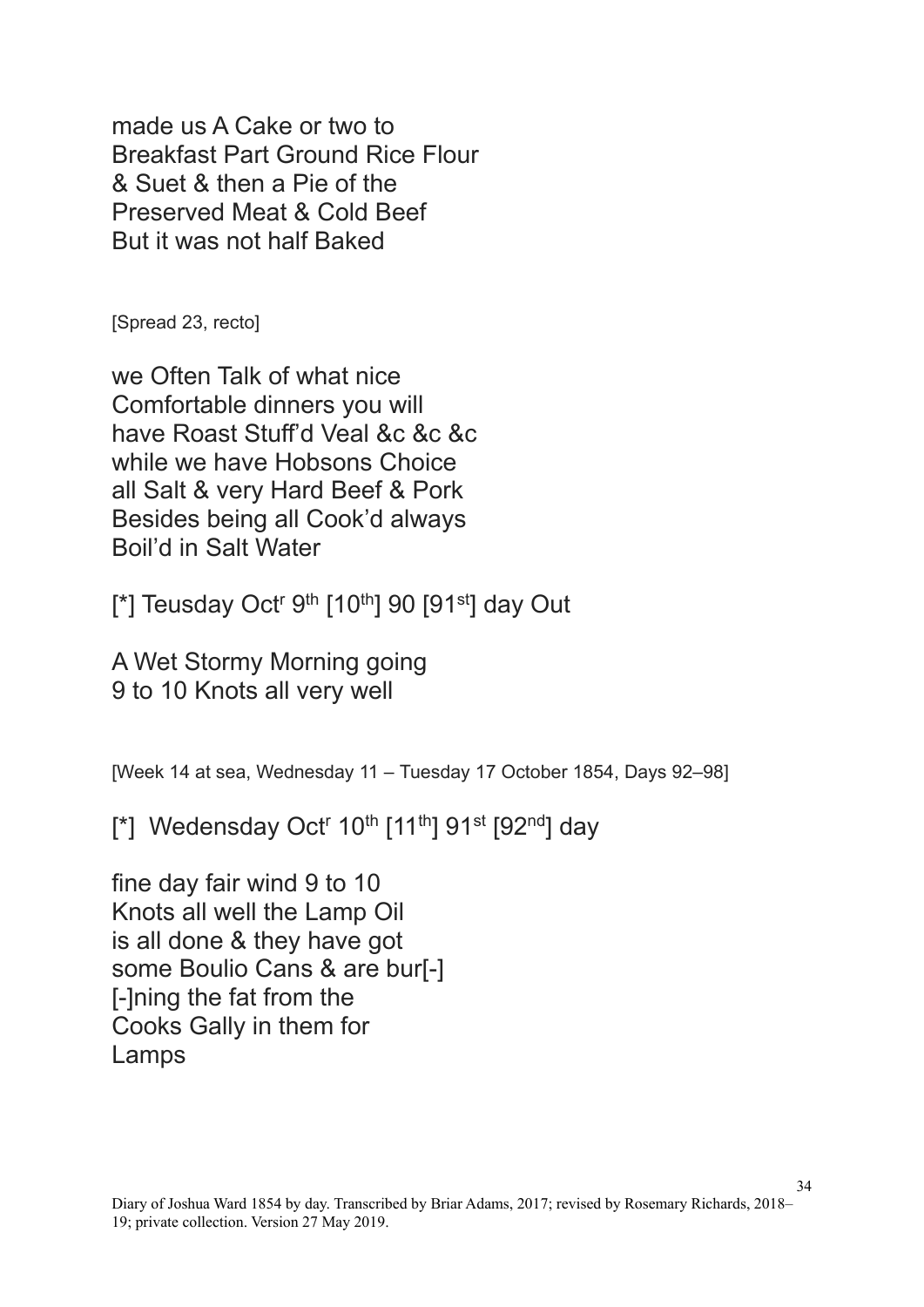made us A Cake or two to
Breakfast Part Ground Rice Flour
& Suet & then a Pie of the
Preserved Meat & Cold Beef
But it was not half Baked

[Spread 23, recto]

we Often Talk of what nice
Comfortable dinners you will
have Roast Stuff'd Veal &c &c &c
while we have Hobsons Choice
all Salt & very Hard Beef & Pork
Besides being all Cook'd always
Boil'd in Salt Water

[*] Teusday Oct^r 9^th [10^th] 90 [91^st] day Out

A Wet Stormy Morning going
9 to 10 Knots all very well

[Week 14 at sea, Wednesday 11 – Tuesday 17 October 1854, Days 92–98]

[*] Wedensday Oct^r 10^th [11^th] 91^st [92^nd] day

fine day fair wind 9 to 10
Knots all well the Lamp Oil
is all done & they have got
some Boulio Cans & are bur[-]
[-]ning the fat from the
Cooks Gally in them for
Lamps

Diary of Joshua Ward 1854 by day. Transcribed by Briar Adams, 2017; revised by Rosemary Richards, 2018–19; private collection. Version 27 May 2019.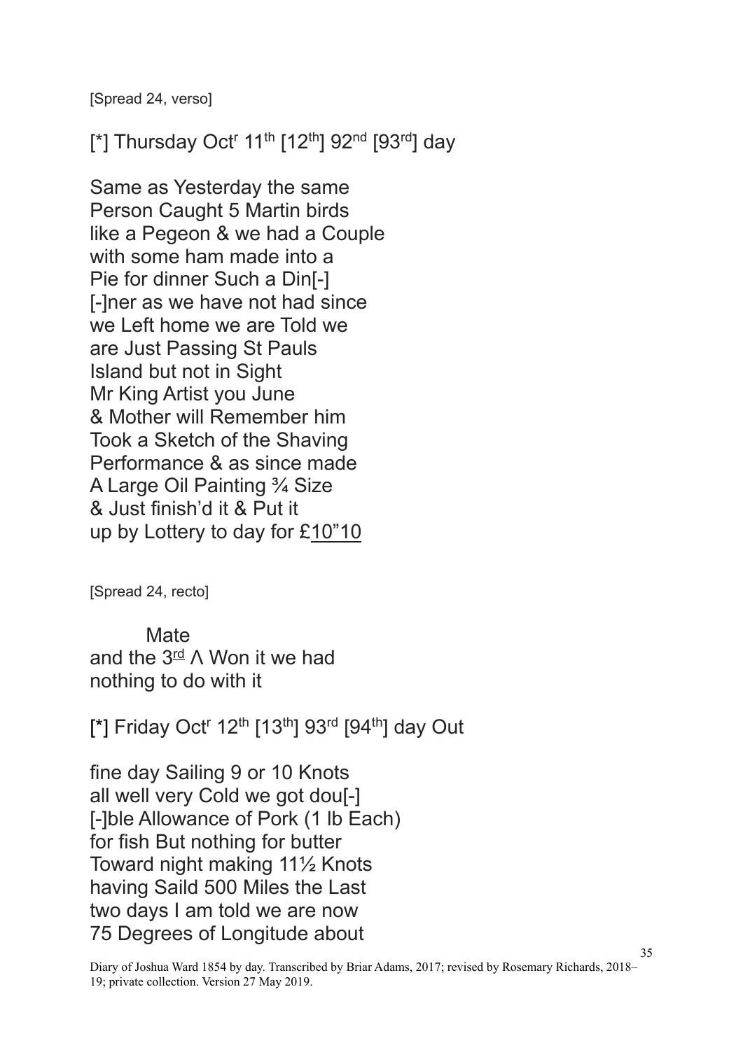[Spread 24, verso]

[*] Thursday Oct[r] 11[th] [12[th]] 92[nd] [93[rd]] day

Same as Yesterday the same
Person Caught 5 Martin birds
like a Pegeon & we had a Couple
with some ham made into a
Pie for dinner Such a Din[-]
[-]ner as we have not had since
we Left home we are Told we
are Just Passing St Pauls
Island but not in Sight
Mr King Artist you June
& Mother will Remember him
Took a Sketch of the Shaving
Performance & as since made
A Large Oil Painting ¾ Size
& Just finish'd it & Put it
up by Lottery to day for £<u>10"10</u>

[Spread 24, recto]

Mate
and the 3[rd] Λ Won it we had
nothing to do with it

[*] Friday Oct[r] 12[th] [13[th]] 93[rd] [94[th]] day Out

fine day Sailing 9 or 10 Knots
all well very Cold we got dou[-]
[-]ble Allowance of Pork (1 lb Each)
for fish But nothing for butter
Toward night making 11½ Knots
having Saild 500 Miles the Last
two days I am told we are now
75 Degrees of Longitude about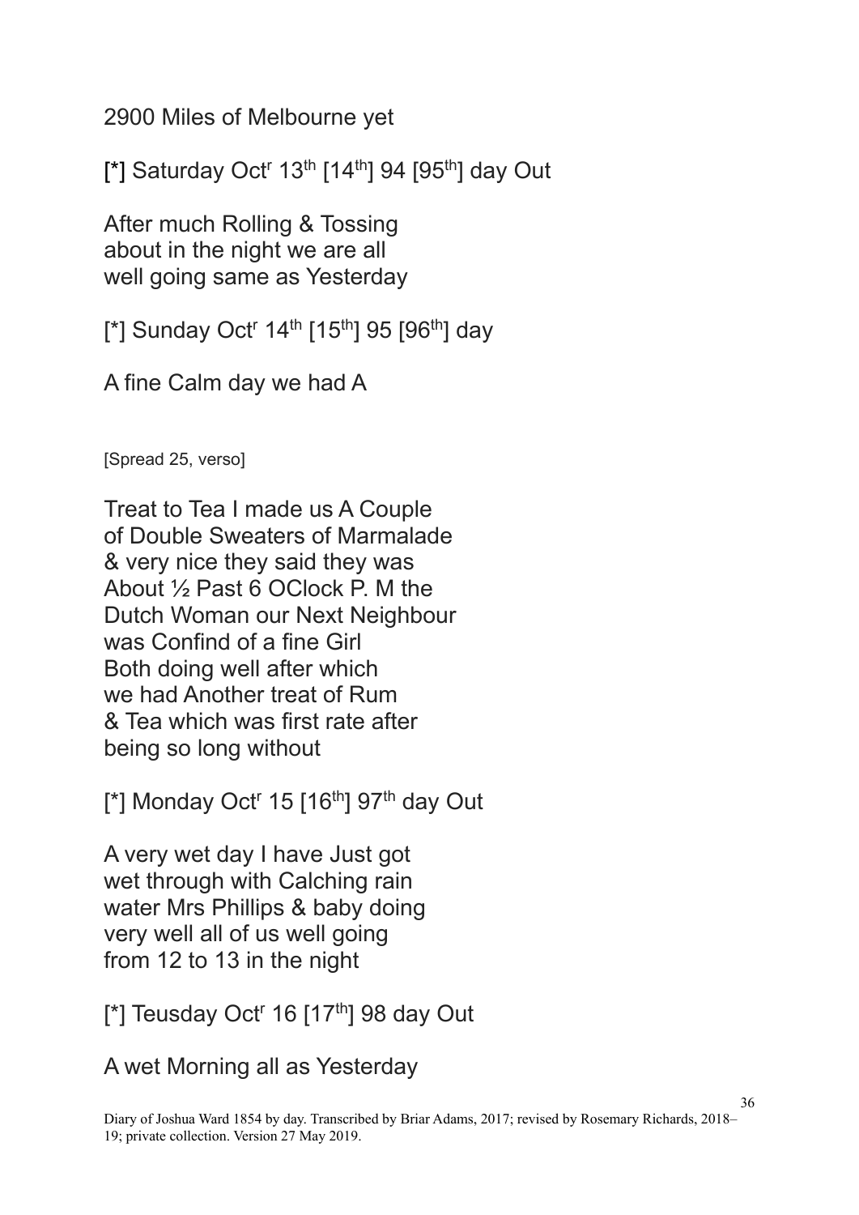2900 Miles of Melbourne yet

[*] Saturday Oct[r] 13[th] [14[th]] 94 [95[th]] day Out

After much Rolling & Tossing
about in the night we are all
well going same as Yesterday

[*] Sunday Oct[r] 14[th] [15[th]] 95 [96[th]] day

A fine Calm day we had A

[Spread 25, verso]

Treat to Tea I made us A Couple
of Double Sweaters of Marmalade
& very nice they said they was
About ½ Past 6 OClock P. M the
Dutch Woman our Next Neighbour
was Confind of a fine Girl
Both doing well after which
we had Another treat of Rum
& Tea which was first rate after
being so long without

[*] Monday Oct[r] 15 [16[th]] 97[th] day Out

A very wet day I have Just got
wet through with Calching rain
water Mrs Phillips & baby doing
very well all of us well going
from 12 to 13 in the night

[*] Teusday Oct[r] 16 [17[th]] 98 day Out

A wet Morning all as Yesterday

Diary of Joshua Ward 1854 by day. Transcribed by Briar Adams, 2017; revised by Rosemary Richards, 2018–19; private collection. Version 27 May 2019.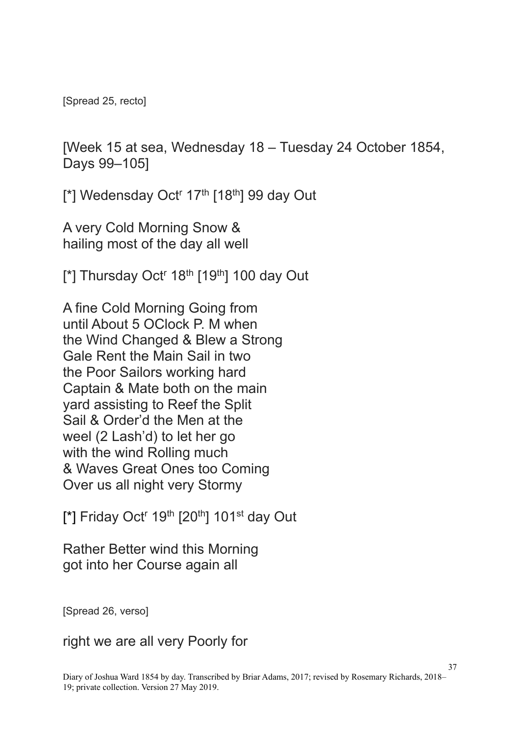[Spread 25, recto]

[Week 15 at sea, Wednesday 18 – Tuesday 24 October 1854, Days 99–105]

[*] Wedensday Oct^r 17^th [18^th] 99 day Out

A very Cold Morning Snow &
hailing most of the day all well

[*] Thursday Oct^r 18^th [19^th] 100 day Out

A fine Cold Morning Going from
until About 5 OClock P. M when
the Wind Changed & Blew a Strong
Gale Rent the Main Sail in two
the Poor Sailors working hard
Captain & Mate both on the main
yard assisting to Reef the Split
Sail & Order'd the Men at the
weel (2 Lash'd) to let her go
with the wind Rolling much
& Waves Great Ones too Coming
Over us all night very Stormy

[*] Friday Oct^r 19^th [20^th] 101^st day Out

Rather Better wind this Morning
got into her Course again all

[Spread 26, verso]

right we are all very Poorly for

Diary of Joshua Ward 1854 by day. Transcribed by Briar Adams, 2017; revised by Rosemary Richards, 2018–19; private collection. Version 27 May 2019.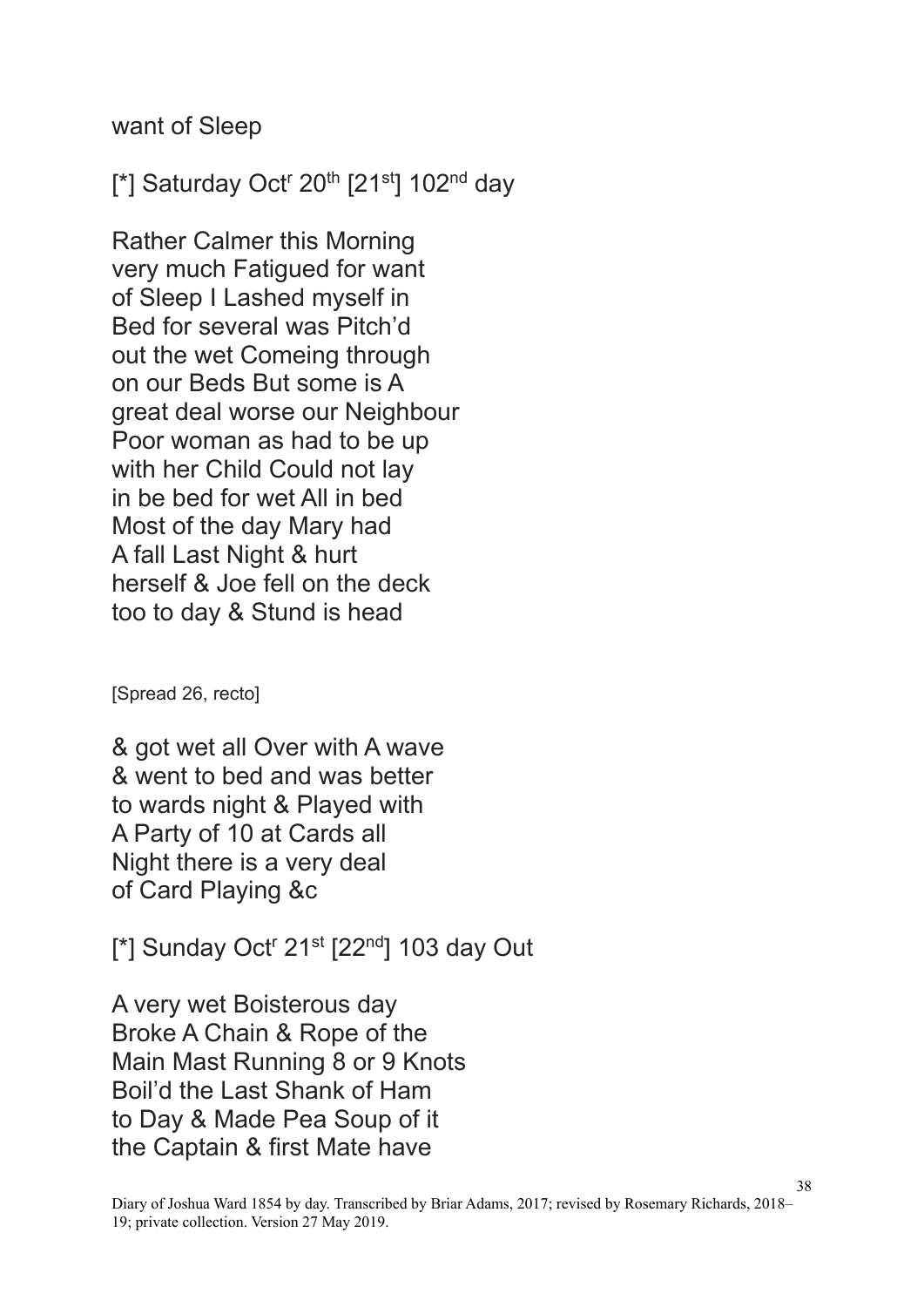want of Sleep

[*] Saturday Oct<sup>r</sup> 20th [21st] 102nd day

Rather Calmer this Morning
very much Fatigued for want
of Sleep I Lashed myself in
Bed for several was Pitch'd
out the wet Comeing through
on our Beds But some is A
great deal worse our Neighbour
Poor woman as had to be up
with her Child Could not lay
in be bed for wet All in bed
Most of the day Mary had
A fall Last Night & hurt
herself & Joe fell on the deck
too to day & Stund is head

[Spread 26, recto]

& got wet all Over with A wave
& went to bed and was better
to wards night & Played with
A Party of 10 at Cards all
Night there is a very deal
of Card Playing &c

[*] Sunday Octr 21st [22nd] 103 day Out

A very wet Boisterous day
Broke A Chain & Rope of the
Main Mast Running 8 or 9 Knots
Boil'd the Last Shank of Ham
to Day & Made Pea Soup of it
the Captain & first Mate have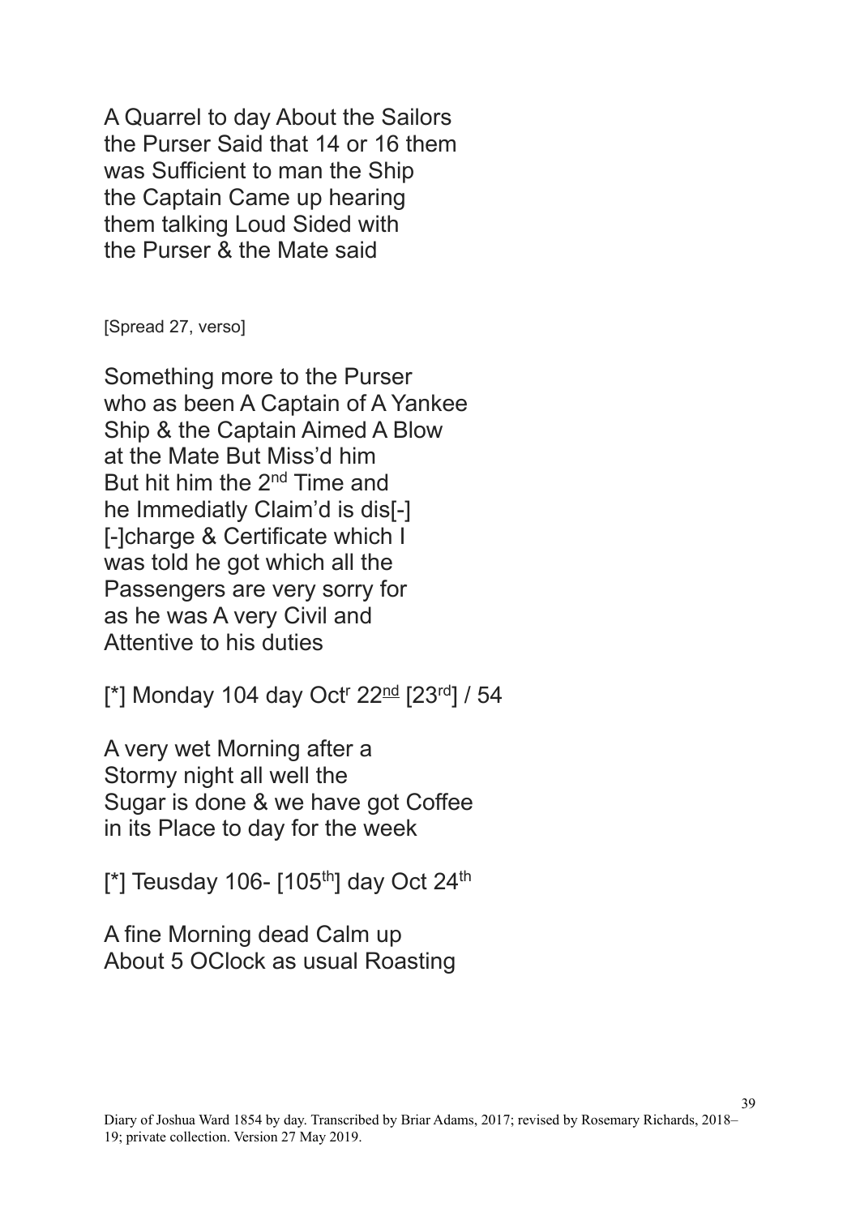A Quarrel to day About the Sailors
the Purser Said that 14 or 16 them
was Sufficient to man the Ship
the Captain Came up hearing
them talking Loud Sided with
the Purser & the Mate said

[Spread 27, verso]

Something more to the Purser
who as been A Captain of A Yankee
Ship & the Captain Aimed A Blow
at the Mate But Miss'd him
But hit him the 2nd Time and
he Immediatly Claim'd is dis[-]
[-]charge & Certificate which I
was told he got which all the
Passengers are very sorry for
as he was A very Civil and
Attentive to his duties

[*] Monday 104 day Octr 22nd [23rd] / 54

A very wet Morning after a
Stormy night all well the
Sugar is done & we have got Coffee
in its Place to day for the week

[*] Teusday 106- [105th] day Oct 24th

A fine Morning dead Calm up
About 5 OClock as usual Roasting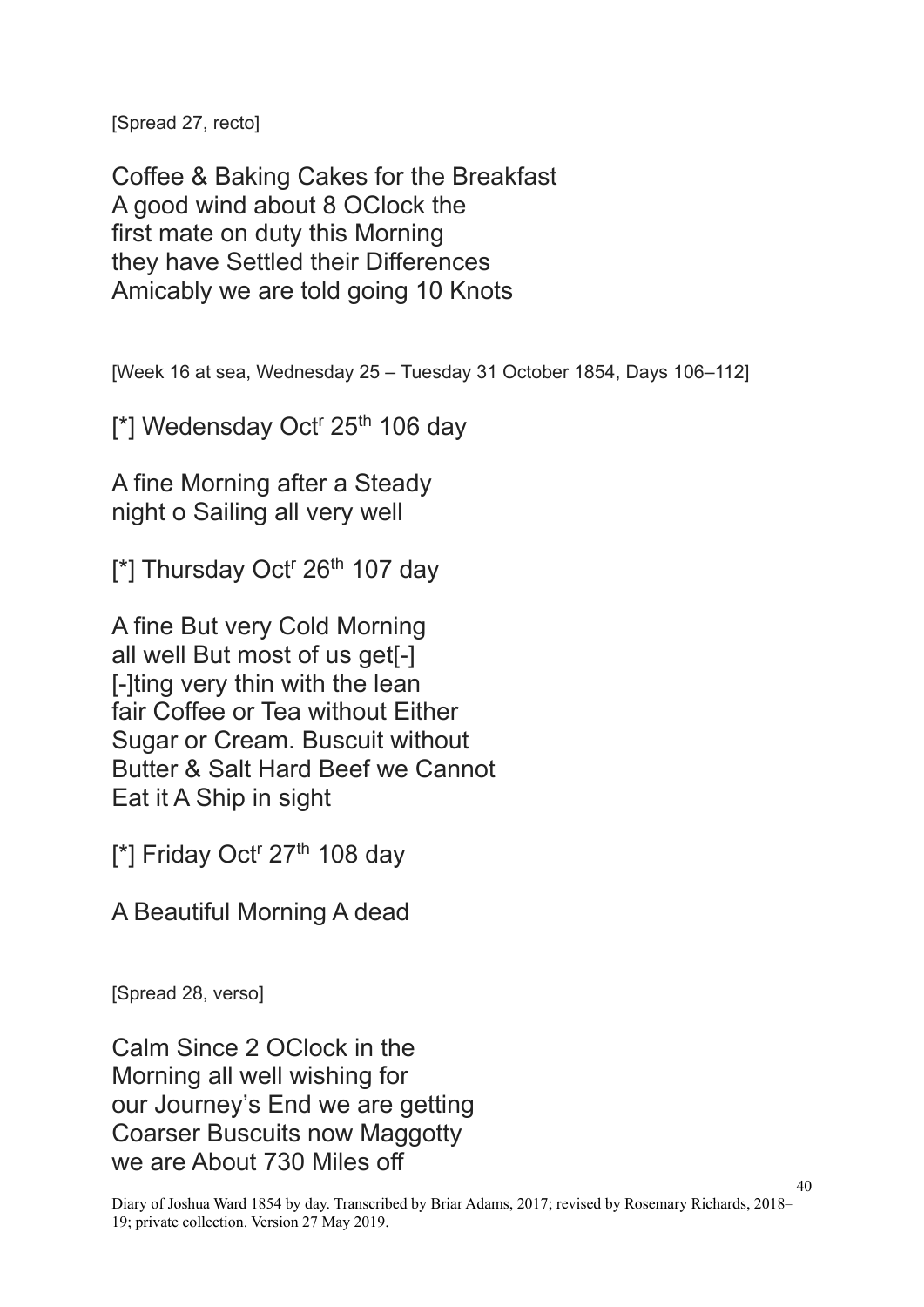[Spread 27, recto]

Coffee & Baking Cakes for the Breakfast
A good wind about 8 OClock the
first mate on duty this Morning
they have Settled their Differences
Amicably we are told going 10 Knots

[Week 16 at sea, Wednesday 25 – Tuesday 31 October 1854, Days 106–112]

[*] Wedensday Oct^r 25^th 106 day

A fine Morning after a Steady
night o Sailing all very well

[*] Thursday Oct^r 26^th 107 day

A fine But very Cold Morning
all well But most of us get[-]
[-]ting very thin with the lean
fair Coffee or Tea without Either
Sugar or Cream. Buscuit without
Butter & Salt Hard Beef we Cannot
Eat it A Ship in sight

[*] Friday Oct^r 27^th 108 day

A Beautiful Morning A dead

[Spread 28, verso]

Calm Since 2 OClock in the
Morning all well wishing for
our Journey's End we are getting
Coarser Buscuits now Maggotty
we are About 730 Miles off

Diary of Joshua Ward 1854 by day. Transcribed by Briar Adams, 2017; revised by Rosemary Richards, 2018–19; private collection. Version 27 May 2019.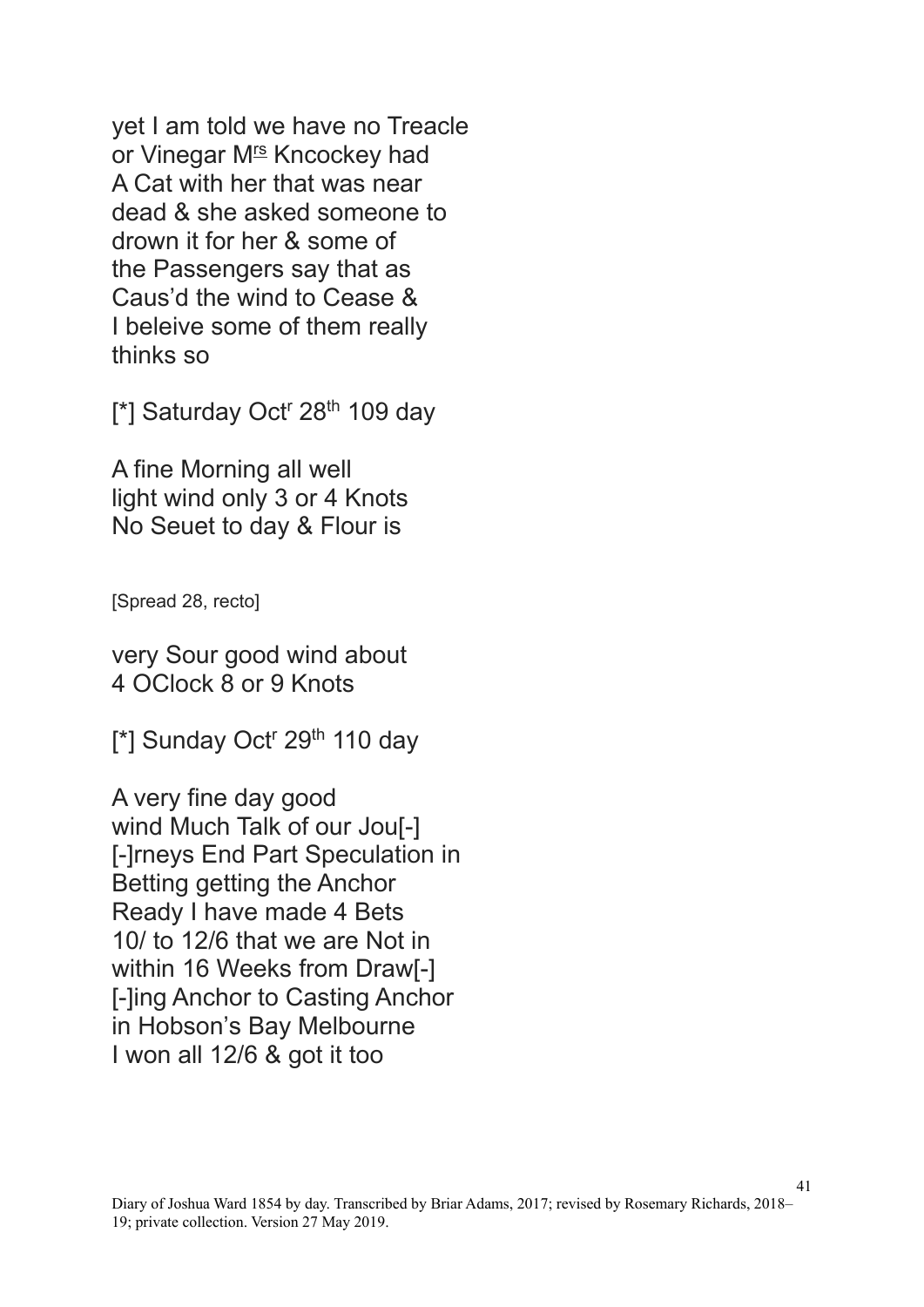yet I am told we have no Treacle
or Vinegar M^rs Kncockey had
A Cat with her that was near
dead & she asked someone to
drown it for her & some of
the Passengers say that as
Caus'd the wind to Cease &
I beleive some of them really
thinks so

[*] Saturday Oct^r 28^th 109 day

A fine Morning all well
light wind only 3 or 4 Knots
No Seuet to day & Flour is

[Spread 28, recto]

very Sour good wind about
4 OClock 8 or 9 Knots

[*] Sunday Oct^r 29^th 110 day

A very fine day good
wind Much Talk of our Jou[-]
[-]rneys End Part Speculation in
Betting getting the Anchor
Ready I have made 4 Bets
10/ to 12/6 that we are Not in
within 16 Weeks from Draw[-]
[-]ing Anchor to Casting Anchor
in Hobson's Bay Melbourne
I won all 12/6 & got it too

Diary of Joshua Ward 1854 by day. Transcribed by Briar Adams, 2017; revised by Rosemary Richards, 2018–19; private collection. Version 27 May 2019.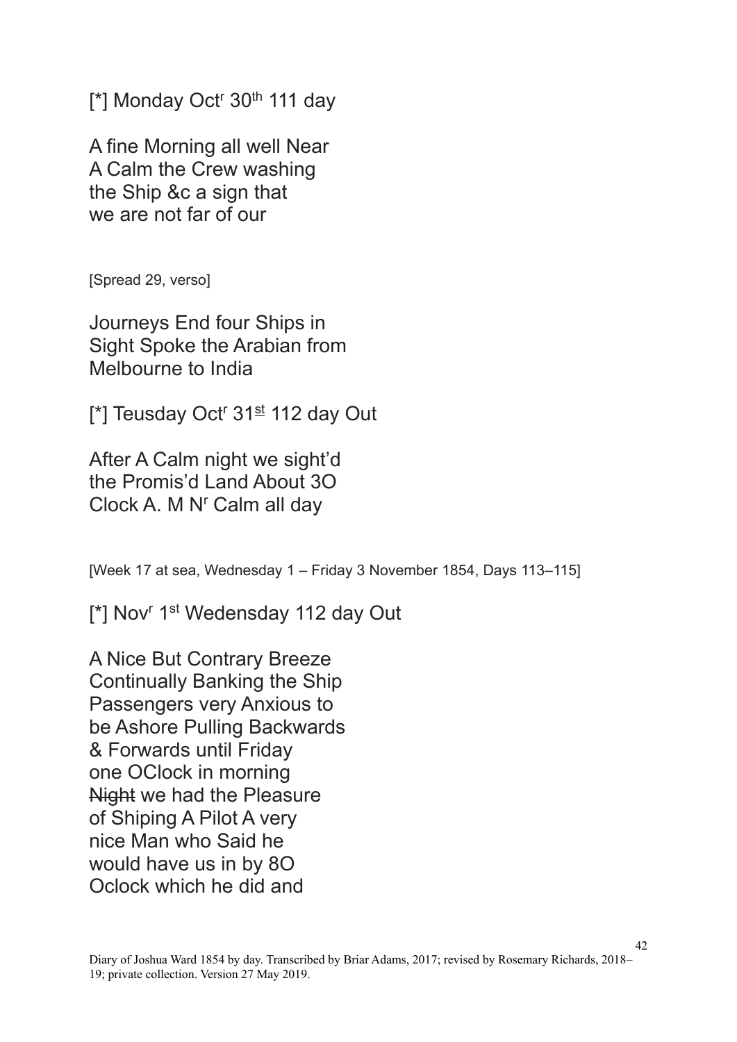[*] Monday Oct^r 30^th 111 day

A fine Morning all well Near
A Calm the Crew washing
the Ship &c a sign that
we are not far of our

[Spread 29, verso]

Journeys End four Ships in
Sight Spoke the Arabian from
Melbourne to India

[*] Teusday Oct^r 31^st 112 day Out

After A Calm night we sight'd
the Promis'd Land About 3O
Clock A. M N^r Calm all day

[Week 17 at sea, Wednesday 1 – Friday 3 November 1854, Days 113–115]

[*] Nov^r 1^st Wedensday 112 day Out

A Nice But Contrary Breeze
Continually Banking the Ship
Passengers very Anxious to
be Ashore Pulling Backwards
& Forwards until Friday
one OClock in morning
~~Night~~ we had the Pleasure
of Shiping A Pilot A very
nice Man who Said he
would have us in by 8O
Oclock which he did and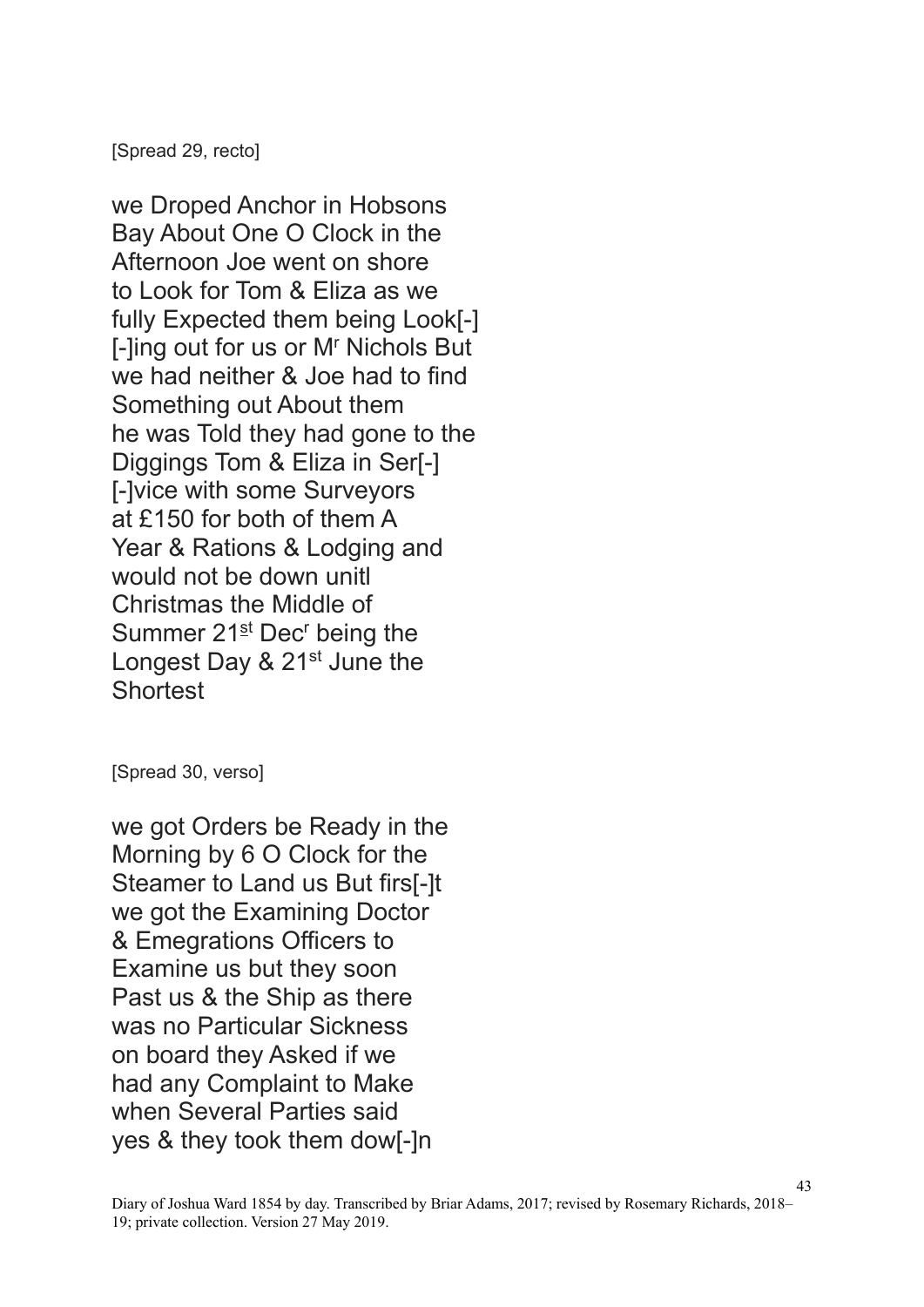[Spread 29, recto]

we Droped Anchor in Hobsons
Bay About One O Clock in the
Afternoon Joe went on shore
to Look for Tom & Eliza as we
fully Expected them being Look[-]
[-]ing out for us or M[r] Nichols But
we had neither & Joe had to find
Something out About them
he was Told they had gone to the
Diggings Tom & Eliza in Ser[-]
[-]vice with some Surveyors
at £150 for both of them A
Year & Rations & Lodging and
would not be down unitl
Christmas the Middle of
Summer 21[st] Dec[r] being the
Longest Day & 21[st] June the
Shortest

[Spread 30, verso]

we got Orders be Ready in the
Morning by 6 O Clock for the
Steamer to Land us But firs[-]t
we got the Examining Doctor
& Emegrations Officers to
Examine us but they soon
Past us & the Ship as there
was no Particular Sickness
on board they Asked if we
had any Complaint to Make
when Several Parties said
yes & they took them dow[-]n

Diary of Joshua Ward 1854 by day. Transcribed by Briar Adams, 2017; revised by Rosemary Richards, 2018–19; private collection. Version 27 May 2019.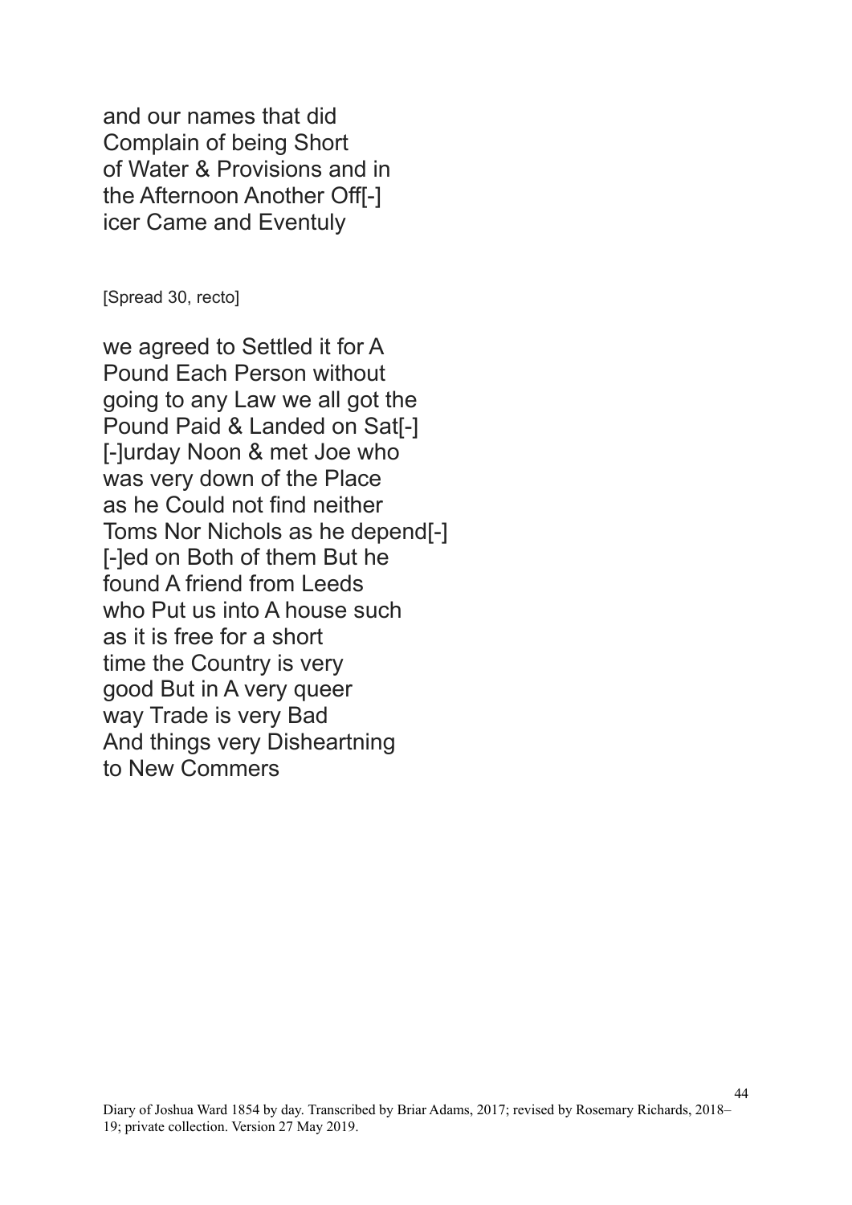and our names that did
Complain of being Short
of Water & Provisions and in
the Afternoon Another Off[-]
icer Came and Eventuly

[Spread 30, recto]

we agreed to Settled it for A
Pound Each Person without
going to any Law we all got the
Pound Paid & Landed on Sat[-]
[-]urday Noon & met Joe who
was very down of the Place
as he Could not find neither
Toms Nor Nichols as he depend[-]
[-]ed on Both of them But he
found A friend from Leeds
who Put us into A house such
as it is free for a short
time the Country is very
good But in A very queer
way Trade is very Bad
And things very Disheartning
to New Commers

Diary of Joshua Ward 1854 by day. Transcribed by Briar Adams, 2017; revised by Rosemary Richards, 2018–19; private collection. Version 27 May 2019.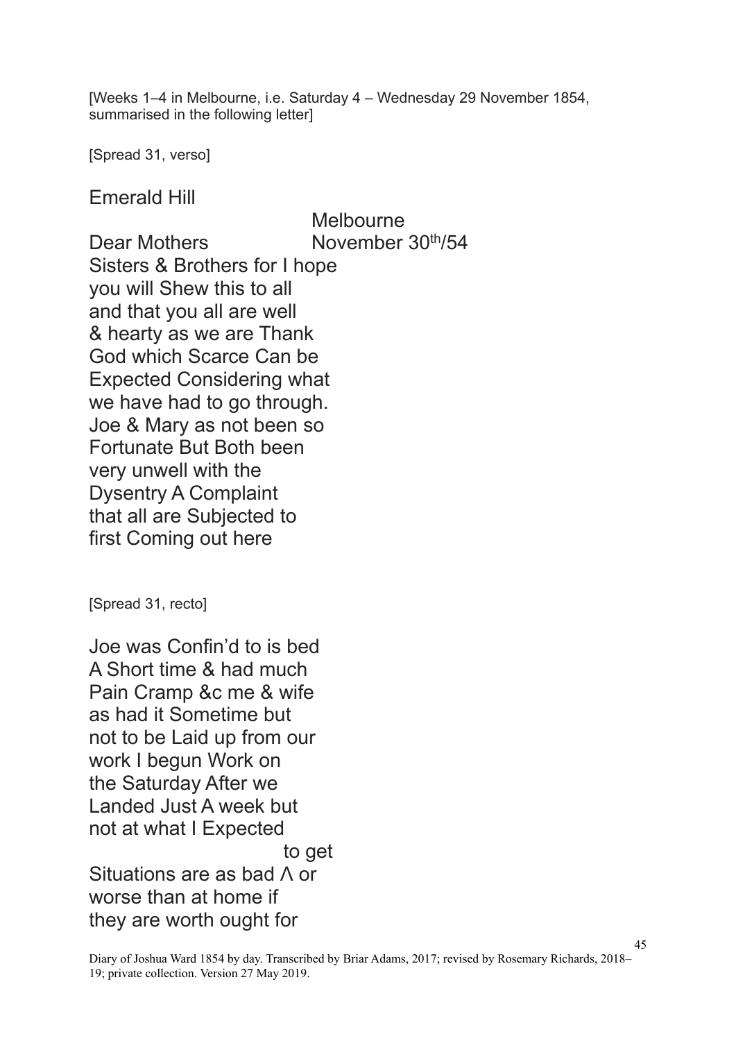[Weeks 1–4 in Melbourne, i.e. Saturday 4 – Wednesday 29 November 1854, summarised in the following letter]

[Spread 31, verso]

Emerald Hill

Melbourne

Dear Mothers November 30th/54

Sisters & Brothers for I hope
you will Shew this to all
and that you all are well
& hearty as we are Thank
God which Scarce Can be
Expected Considering what
we have had to go through.
Joe & Mary as not been so
Fortunate But Both been
very unwell with the
Dysentry A Complaint
that all are Subjected to
first Coming out here

[Spread 31, recto]

Joe was Confin'd to is bed
A Short time & had much
Pain Cramp &c me & wife
as had it Sometime but
not to be Laid up from our
work I begun Work on
the Saturday After we
Landed Just A week but
not at what I Expected
to get
Situations are as bad Λ or
worse than at home if
they are worth ought for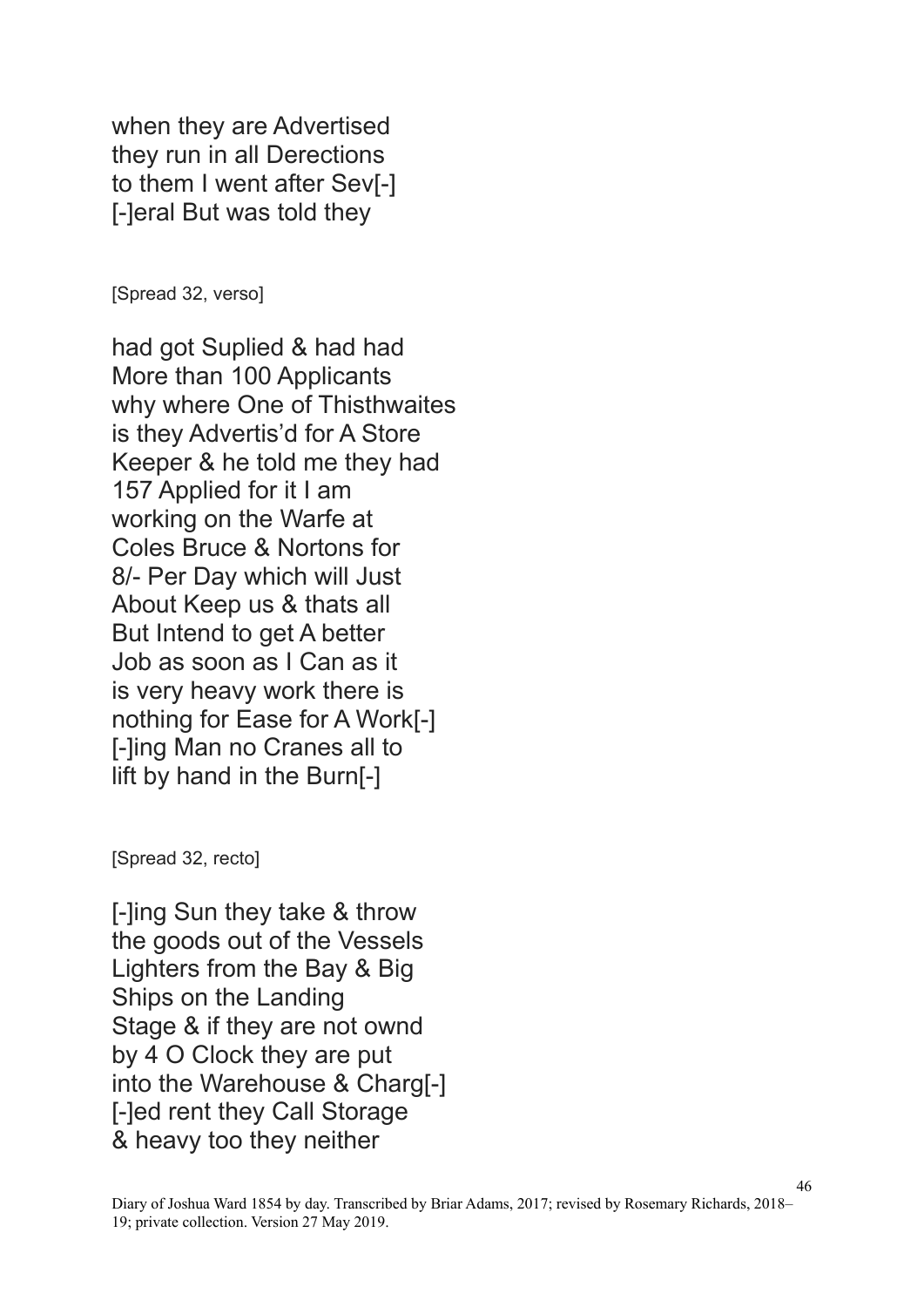when they are Advertised
they run in all Derections
to them I went after Sev[-]
[-]eral But was told they

[Spread 32, verso]

had got Suplied & had had
More than 100 Applicants
why where One of Thisthwaites
is they Advertis'd for A Store
Keeper & he told me they had
157 Applied for it I am
working on the Warfe at
Coles Bruce & Nortons for
8/- Per Day which will Just
About Keep us & thats all
But Intend to get A better
Job as soon as I Can as it
is very heavy work there is
nothing for Ease for A Work[-]
[-]ing Man no Cranes all to
lift by hand in the Burn[-]

[Spread 32, recto]

[-]ing Sun they take & throw
the goods out of the Vessels
Lighters from the Bay & Big
Ships on the Landing
Stage & if they are not ownd
by 4 O Clock they are put
into the Warehouse & Charg[-]
[-]ed rent they Call Storage
& heavy too they neither

Diary of Joshua Ward 1854 by day. Transcribed by Briar Adams, 2017; revised by Rosemary Richards, 2018–19; private collection. Version 27 May 2019.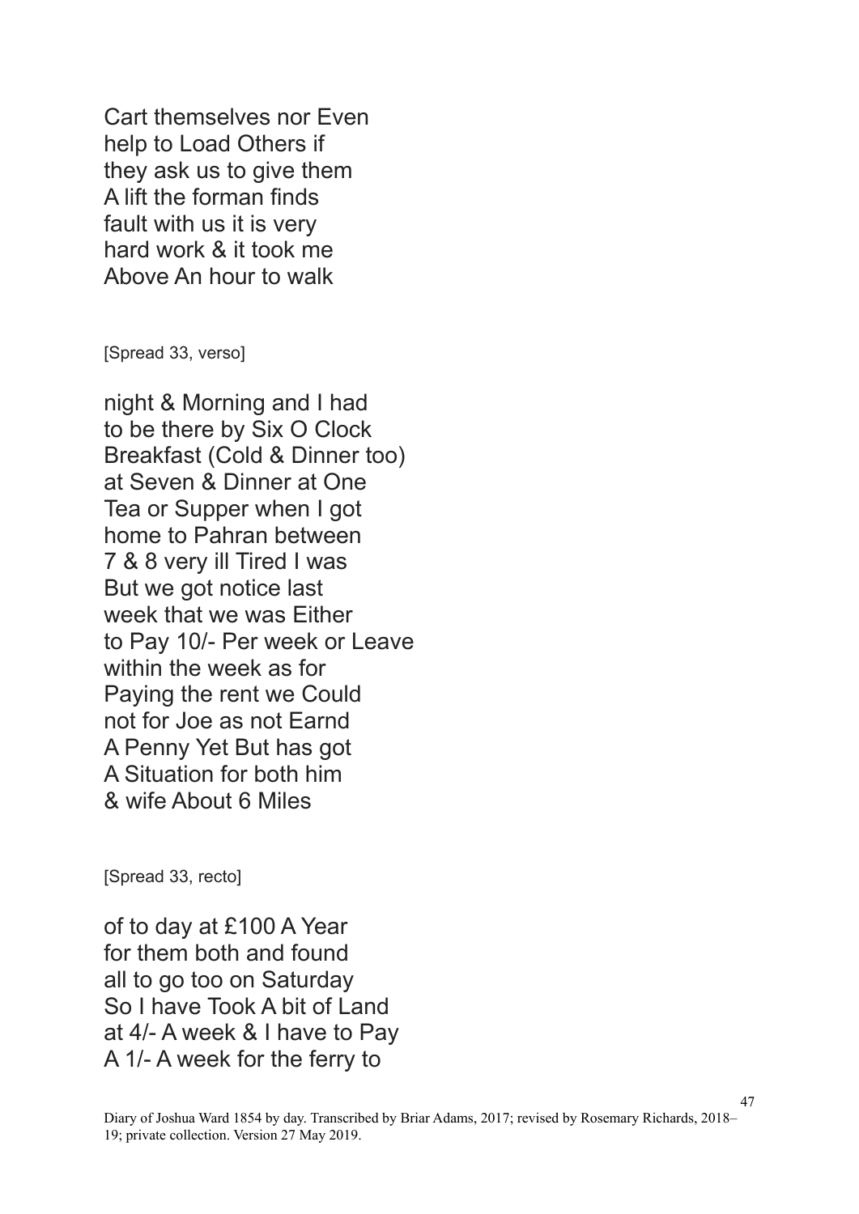Cart themselves nor Even
help to Load Others if
they ask us to give them
A lift the forman finds
fault with us it is very
hard work & it took me
Above An hour to walk

[Spread 33, verso]

night & Morning and I had
to be there by Six O Clock
Breakfast (Cold & Dinner too)
at Seven & Dinner at One
Tea or Supper when I got
home to Pahran between
7 & 8 very ill Tired I was
But we got notice last
week that we was Either
to Pay 10/- Per week or Leave
within the week as for
Paying the rent we Could
not for Joe as not Earnd
A Penny Yet But has got
A Situation for both him
& wife About 6 Miles

[Spread 33, recto]

of to day at £100 A Year
for them both and found
all to go too on Saturday
So I have Took A bit of Land
at 4/- A week & I have to Pay
A 1/- A week for the ferry to

Diary of Joshua Ward 1854 by day. Transcribed by Briar Adams, 2017; revised by Rosemary Richards, 2018–19; private collection. Version 27 May 2019.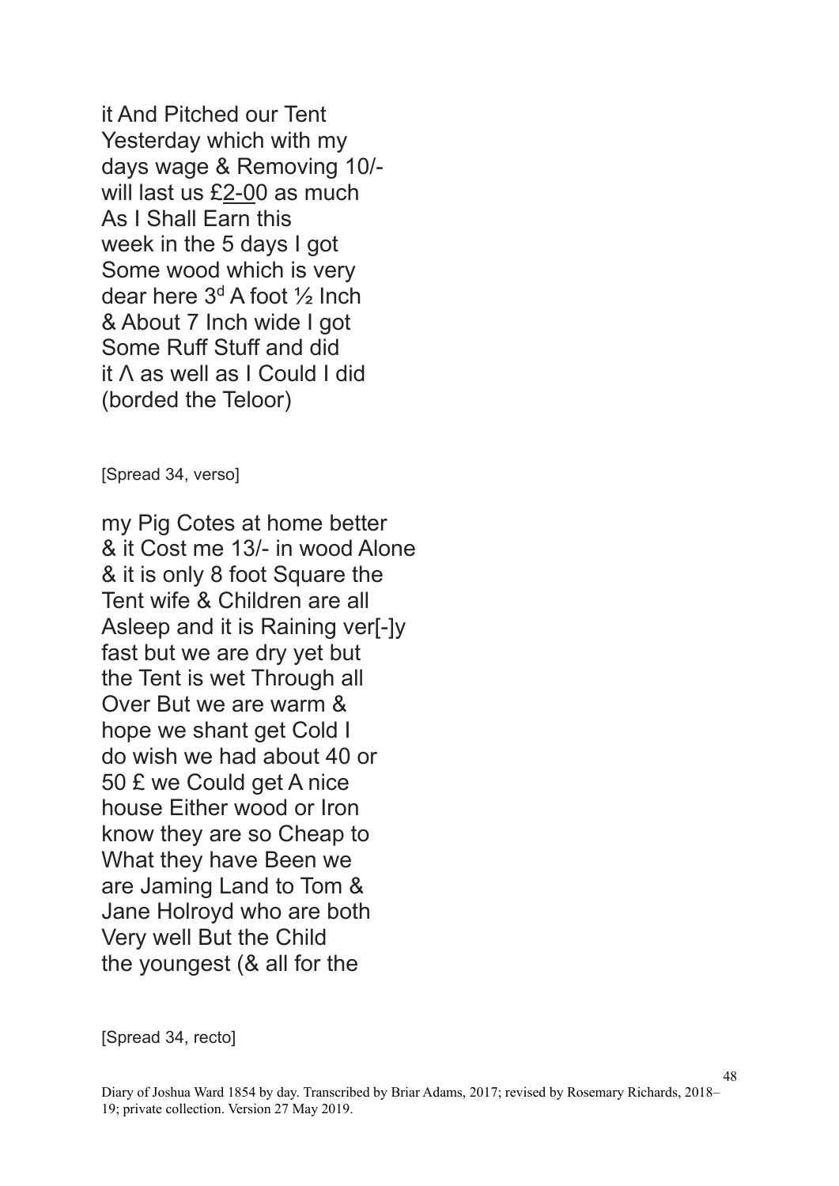it And Pitched our Tent
Yesterday which with my
days wage & Removing 10/-
will last us £<u>2-0</u>0 as much
As I Shall Earn this
week in the 5 days I got
Some wood which is very
dear here 3$^{d}$ A foot ½ Inch
& About 7 Inch wide I got
Some Ruff Stuff and did
it Λ as well as I Could I did
(borded the Teloor)

[Spread 34, verso]

my Pig Cotes at home better
& it Cost me 13/- in wood Alone
& it is only 8 foot Square the
Tent wife & Children are all
Asleep and it is Raining ver[-]y
fast but we are dry yet but
the Tent is wet Through all
Over But we are warm &
hope we shant get Cold I
do wish we had about 40 or
50 £ we Could get A nice
house Either wood or Iron
know they are so Cheap to
What they have Been we
are Jaming Land to Tom &
Jane Holroyd who are both
Very well But the Child
the youngest (& all for the

[Spread 34, recto]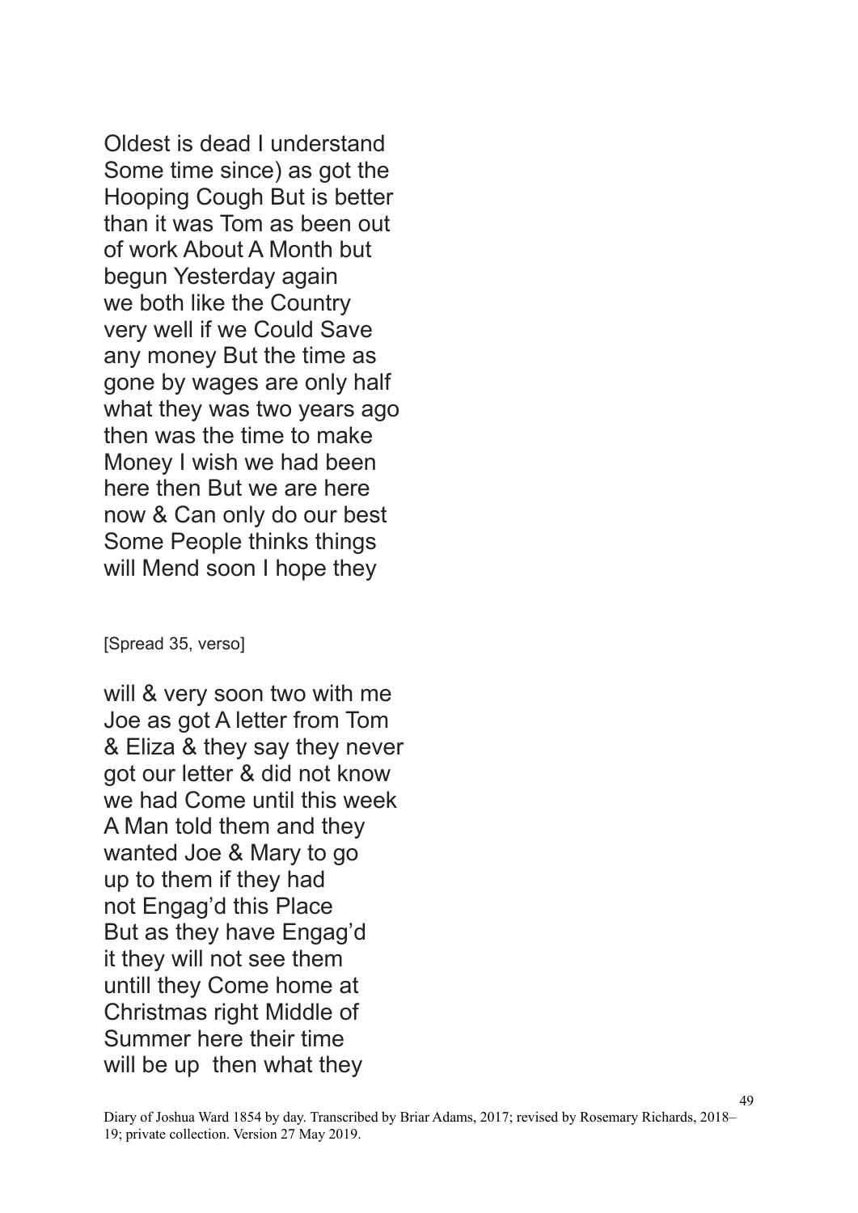Oldest is dead I understand
Some time since) as got the
Hooping Cough But is better
than it was Tom as been out
of work About A Month but
begun Yesterday again
we both like the Country
very well if we Could Save
any money But the time as
gone by wages are only half
what they was two years ago
then was the time to make
Money I wish we had been
here then But we are here
now & Can only do our best
Some People thinks things
will Mend soon I hope they

[Spread 35, verso]

will & very soon two with me
Joe as got A letter from Tom
& Eliza & they say they never
got our letter & did not know
we had Come until this week
A Man told them and they
wanted Joe & Mary to go
up to them if they had
not Engag'd this Place
But as they have Engag'd
it they will not see them
untill they Come home at
Christmas right Middle of
Summer here their time
will be up then what they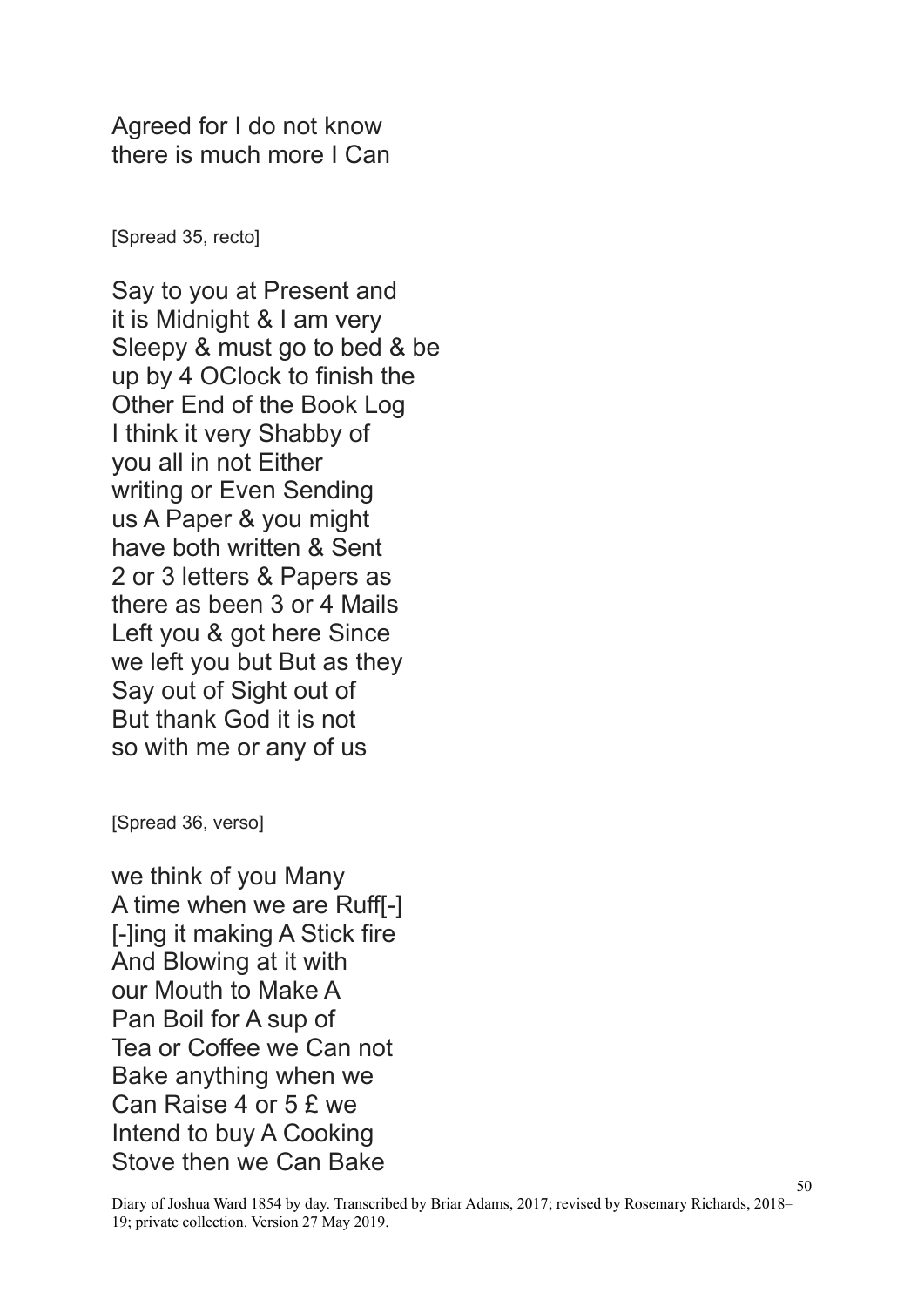Agreed for I do not know
there is much more I Can

[Spread 35, recto]

Say to you at Present and
it is Midnight & I am very
Sleepy & must go to bed & be
up by 4 OClock to finish the
Other End of the Book Log
I think it very Shabby of
you all in not Either
writing or Even Sending
us A Paper & you might
have both written & Sent
2 or 3 letters & Papers as
there as been 3 or 4 Mails
Left you & got here Since
we left you but But as they
Say out of Sight out of
But thank God it is not
so with me or any of us

[Spread 36, verso]

we think of you Many
A time when we are Ruff[-]
[-]ing it making A Stick fire
And Blowing at it with
our Mouth to Make A
Pan Boil for A sup of
Tea or Coffee we Can not
Bake anything when we
Can Raise 4 or 5 £ we
Intend to buy A Cooking
Stove then we Can Bake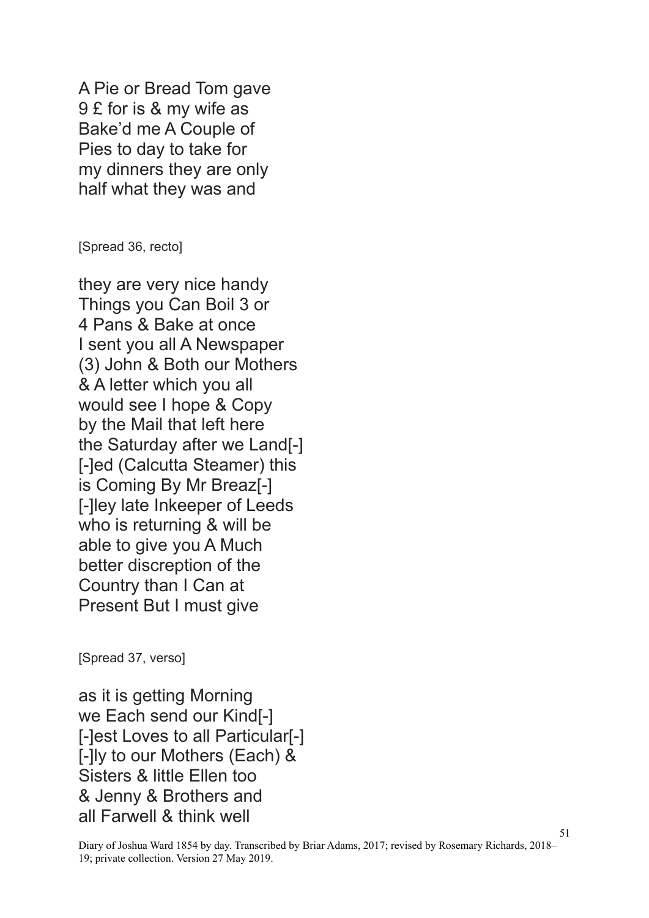A Pie or Bread Tom gave
9 £ for is & my wife as
Bake'd me A Couple of
Pies to day to take for
my dinners they are only
half what they was and

[Spread 36, recto]

they are very nice handy
Things you Can Boil 3 or
4 Pans & Bake at once
I sent you all A Newspaper
(3) John & Both our Mothers
& A letter which you all
would see I hope & Copy
by the Mail that left here
the Saturday after we Land[-]
[-]ed (Calcutta Steamer) this
is Coming By Mr Breaz[-]
[-]ley late Inkeeper of Leeds
who is returning & will be
able to give you A Much
better discreption of the
Country than I Can at
Present But I must give

[Spread 37, verso]

as it is getting Morning
we Each send our Kind[-]
[-]est Loves to all Particular[-]
[-]ly to our Mothers (Each) &
Sisters & little Ellen too
& Jenny & Brothers and
all Farwell & think well

Diary of Joshua Ward 1854 by day. Transcribed by Briar Adams, 2017; revised by Rosemary Richards, 2018–19; private collection. Version 27 May 2019.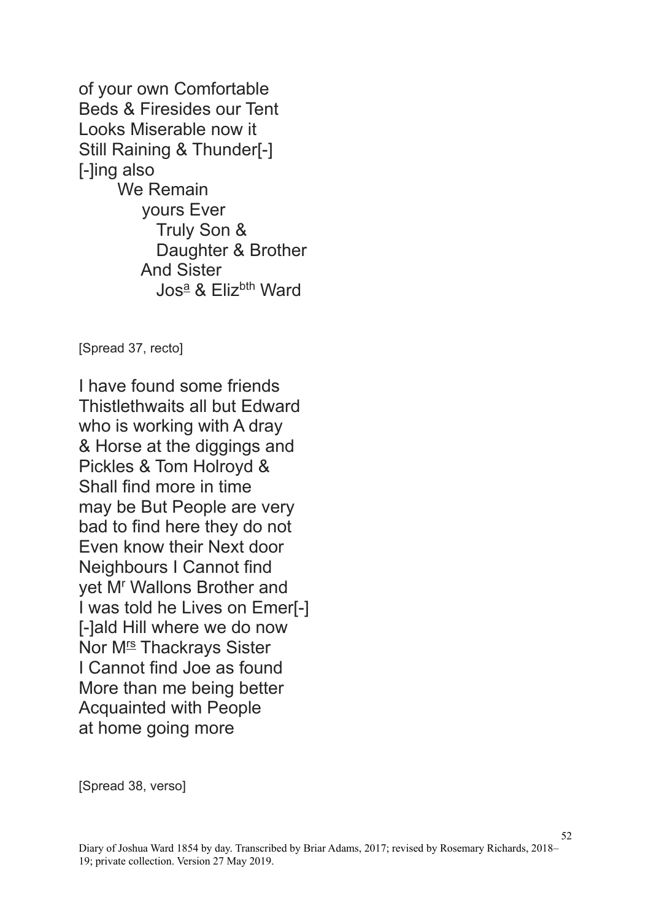of your own Comfortable
Beds & Firesides our Tent
Looks Miserable now it
Still Raining & Thunder[-]
[-]ing also
We Remain
yours Ever
Truly Son &
Daughter & Brother
And Sister
Jos[a] & Eliz[bth] Ward

[Spread 37, recto]

I have found some friends
Thistlethwaits all but Edward
who is working with A dray
& Horse at the diggings and
Pickles & Tom Holroyd &
Shall find more in time
may be But People are very
bad to find here they do not
Even know their Next door
Neighbours I Cannot find
yet M[r] Wallons Brother and
I was told he Lives on Emer[-]
[-]ald Hill where we do now
Nor M[rs] Thackrays Sister
I Cannot find Joe as found
More than me being better
Acquainted with People
at home going more

[Spread 38, verso]

Diary of Joshua Ward 1854 by day. Transcribed by Briar Adams, 2017; revised by Rosemary Richards, 2018–19; private collection. Version 27 May 2019.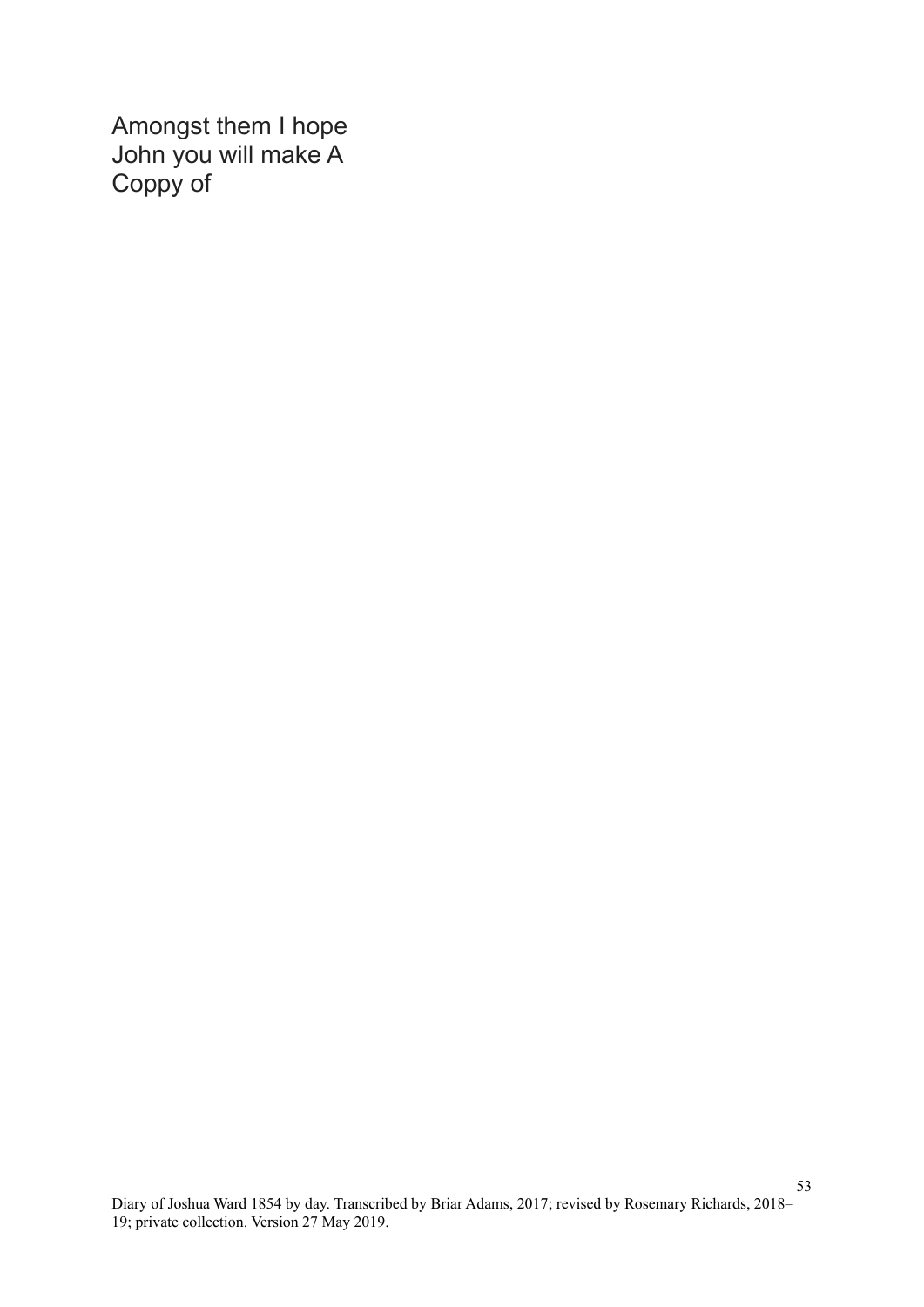Amongst them I hope
John you will make A
Coppy of